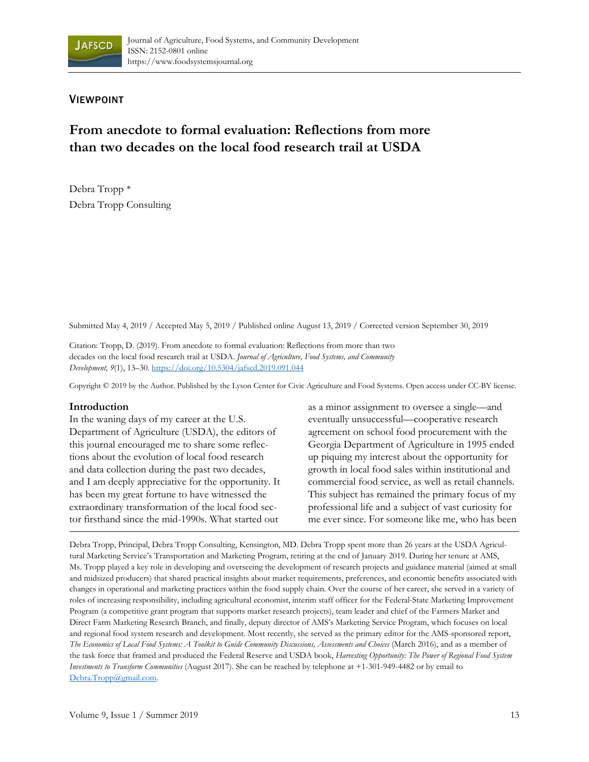VIEWPOINT

# From anecdote to formal evaluation: Reflections from more than two decades on the local food research trail at USDA

Debra Tropp *
Debra Tropp Consulting

Submitted May 4, 2019 / Accepted May 5, 2019 / Published online August 13, 2019 / Corrected version September 30, 2019

Citation: Tropp, D. (2019). From anecdote to formal evaluation: Reflections from more than two decades on the local food research trail at USDA. *Journal of Agriculture, Food Systems, and Community Development, 9*(1), 13–30. https://doi.org/10.5304/jafscd.2019.091.044

Copyright © 2019 by the Author. Published by the Lyson Center for Civic Agriculture and Food Systems. Open access under CC-BY license.

## Introduction

In the waning days of my career at the U.S. Department of Agriculture (USDA), the editors of this journal encouraged me to share some reflections about the evolution of local food research and data collection during the past two decades, and I am deeply appreciative for the opportunity. It has been my great fortune to have witnessed the extraordinary transformation of the local food sector firsthand since the mid-1990s. What started out as a minor assignment to oversee a single—and eventually unsuccessful—cooperative research agreement on school food procurement with the Georgia Department of Agriculture in 1995 ended up piquing my interest about the opportunity for growth in local food sales within institutional and commercial food service, as well as retail channels. This subject has remained the primary focus of my professional life and a subject of vast curiosity for me ever since. For someone like me, who has been

---

Debra Tropp, Principal, Debra Tropp Consulting, Kensington, MD. Debra Tropp spent more than 26 years at the USDA Agricultural Marketing Service's Transportation and Marketing Program, retiring at the end of January 2019. During her tenure at AMS, Ms. Tropp played a key role in developing and overseeing the development of research projects and guidance material (aimed at small and midsized producers) that shared practical insights about market requirements, preferences, and economic benefits associated with changes in operational and marketing practices within the food supply chain. Over the course of her career, she served in a variety of roles of increasing responsibility, including agricultural economist, interim staff officer for the Federal-State Marketing Improvement Program (a competitive grant program that supports market research projects), team leader and chief of the Farmers Market and Direct Farm Marketing Research Branch, and finally, deputy director of AMS's Marketing Service Program, which focuses on local and regional food system research and development. Most recently, she served as the primary editor for the AMS-sponsored report, *The Economics of Local Food Systems: A Toolkit to Guide Community Discussions, Assessments and Choices* (March 2016), and as a member of the task force that framed and produced the Federal Reserve and USDA book, *Harvesting Opportunity: The Power of Regional Food System Investments to Transform Communities* (August 2017). She can be reached by telephone at +1-301-949-4482 or by email to Debra.Tropp@gmail.com.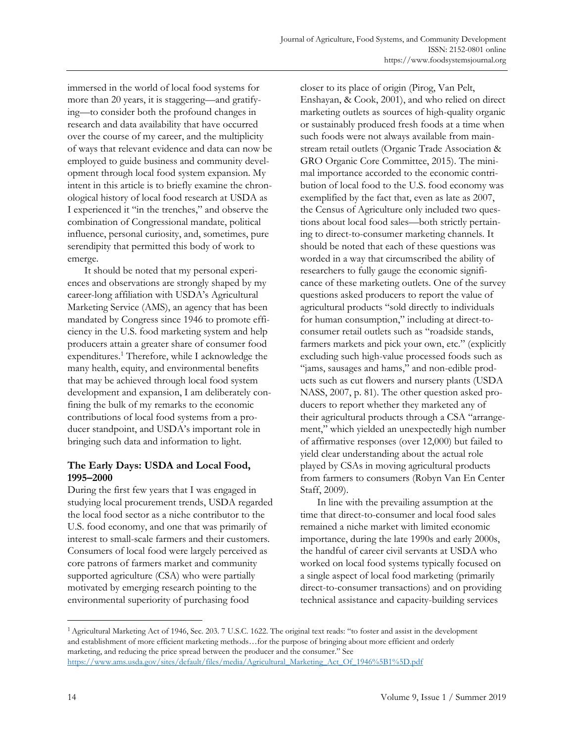immersed in the world of local food systems for more than 20 years, it is staggering—and gratifying—to consider both the profound changes in research and data availability that have occurred over the course of my career, and the multiplicity of ways that relevant evidence and data can now be employed to guide business and community development through local food system expansion. My intent in this article is to briefly examine the chronological history of local food research at USDA as I experienced it "in the trenches," and observe the combination of Congressional mandate, political influence, personal curiosity, and, sometimes, pure serendipity that permitted this body of work to emerge.

It should be noted that my personal experiences and observations are strongly shaped by my career-long affiliation with USDA's Agricultural Marketing Service (AMS), an agency that has been mandated by Congress since 1946 to promote efficiency in the U.S. food marketing system and help producers attain a greater share of consumer food expenditures.[1] Therefore, while I acknowledge the many health, equity, and environmental benefits that may be achieved through local food system development and expansion, I am deliberately confining the bulk of my remarks to the economic contributions of local food systems from a producer standpoint, and USDA's important role in bringing such data and information to light.

## The Early Days: USDA and Local Food, 1995–2000

During the first few years that I was engaged in studying local procurement trends, USDA regarded the local food sector as a niche contributor to the U.S. food economy, and one that was primarily of interest to small-scale farmers and their customers. Consumers of local food were largely perceived as core patrons of farmers market and community supported agriculture (CSA) who were partially motivated by emerging research pointing to the environmental superiority of purchasing food closer to its place of origin (Pirog, Van Pelt, Enshayan, & Cook, 2001), and who relied on direct marketing outlets as sources of high-quality organic or sustainably produced fresh foods at a time when such foods were not always available from mainstream retail outlets (Organic Trade Association & GRO Organic Core Committee, 2015). The minimal importance accorded to the economic contribution of local food to the U.S. food economy was exemplified by the fact that, even as late as 2007, the Census of Agriculture only included two questions about local food sales—both strictly pertaining to direct-to-consumer marketing channels. It should be noted that each of these questions was worded in a way that circumscribed the ability of researchers to fully gauge the economic significance of these marketing outlets. One of the survey questions asked producers to report the value of agricultural products "sold directly to individuals for human consumption," including at direct-to-consumer retail outlets such as "roadside stands, farmers markets and pick your own, etc." (explicitly excluding such high-value processed foods such as "jams, sausages and hams," and non-edible products such as cut flowers and nursery plants (USDA NASS, 2007, p. 81). The other question asked producers to report whether they marketed any of their agricultural products through a CSA "arrangement," which yielded an unexpectedly high number of affirmative responses (over 12,000) but failed to yield clear understanding about the actual role played by CSAs in moving agricultural products from farmers to consumers (Robyn Van En Center Staff, 2009).

In line with the prevailing assumption at the time that direct-to-consumer and local food sales remained a niche market with limited economic importance, during the late 1990s and early 2000s, the handful of career civil servants at USDA who worked on local food systems typically focused on a single aspect of local food marketing (primarily direct-to-consumer transactions) and on providing technical assistance and capacity-building services

---

[1] Agricultural Marketing Act of 1946, Sec. 203. 7 U.S.C. 1622. The original text reads: "to foster and assist in the development and establishment of more efficient marketing methods…for the purpose of bringing about more efficient and orderly marketing, and reducing the price spread between the producer and the consumer." See https://www.ams.usda.gov/sites/default/files/media/Agricultural_Marketing_Act_Of_1946%5B1%5D.pdf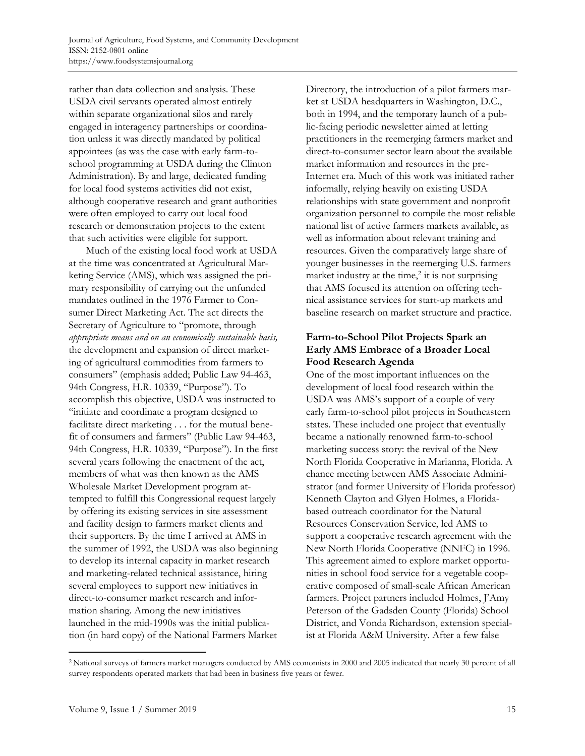rather than data collection and analysis. These USDA civil servants operated almost entirely within separate organizational silos and rarely engaged in interagency partnerships or coordination unless it was directly mandated by political appointees (as was the case with early farm-to-school programming at USDA during the Clinton Administration). By and large, dedicated funding for local food systems activities did not exist, although cooperative research and grant authorities were often employed to carry out local food research or demonstration projects to the extent that such activities were eligible for support.

Much of the existing local food work at USDA at the time was concentrated at Agricultural Marketing Service (AMS), which was assigned the primary responsibility of carrying out the unfunded mandates outlined in the 1976 Farmer to Consumer Direct Marketing Act. The act directs the Secretary of Agriculture to "promote, through *appropriate means and on an economically sustainable basis,* the development and expansion of direct marketing of agricultural commodities from farmers to consumers" (emphasis added; Public Law 94-463, 94th Congress, H.R. 10339, "Purpose"). To accomplish this objective, USDA was instructed to "initiate and coordinate a program designed to facilitate direct marketing . . . for the mutual benefit of consumers and farmers" (Public Law 94-463, 94th Congress, H.R. 10339, "Purpose"). In the first several years following the enactment of the act, members of what was then known as the AMS Wholesale Market Development program attempted to fulfill this Congressional request largely by offering its existing services in site assessment and facility design to farmers market clients and their supporters. By the time I arrived at AMS in the summer of 1992, the USDA was also beginning to develop its internal capacity in market research and marketing-related technical assistance, hiring several employees to support new initiatives in direct-to-consumer market research and information sharing. Among the new initiatives launched in the mid-1990s was the initial publication (in hard copy) of the National Farmers Market Directory, the introduction of a pilot farmers market at USDA headquarters in Washington, D.C., both in 1994, and the temporary launch of a public-facing periodic newsletter aimed at letting practitioners in the reemerging farmers market and direct-to-consumer sector learn about the available market information and resources in the pre-Internet era. Much of this work was initiated rather informally, relying heavily on existing USDA relationships with state government and nonprofit organization personnel to compile the most reliable national list of active farmers markets available, as well as information about relevant training and resources. Given the comparatively large share of younger businesses in the reemerging U.S. farmers market industry at the time,[2] it is not surprising that AMS focused its attention on offering technical assistance services for start-up markets and baseline research on market structure and practice.

### Farm-to-School Pilot Projects Spark an Early AMS Embrace of a Broader Local Food Research Agenda

One of the most important influences on the development of local food research within the USDA was AMS's support of a couple of very early farm-to-school pilot projects in Southeastern states. These included one project that eventually became a nationally renowned farm-to-school marketing success story: the revival of the New North Florida Cooperative in Marianna, Florida. A chance meeting between AMS Associate Administrator (and former University of Florida professor) Kenneth Clayton and Glyen Holmes, a Florida-based outreach coordinator for the Natural Resources Conservation Service, led AMS to support a cooperative research agreement with the New North Florida Cooperative (NNFC) in 1996. This agreement aimed to explore market opportunities in school food service for a vegetable cooperative composed of small-scale African American farmers. Project partners included Holmes, J'Amy Peterson of the Gadsden County (Florida) School District, and Vonda Richardson, extension specialist at Florida A&M University. After a few false

[2] National surveys of farmers market managers conducted by AMS economists in 2000 and 2005 indicated that nearly 30 percent of all survey respondents operated markets that had been in business five years or fewer.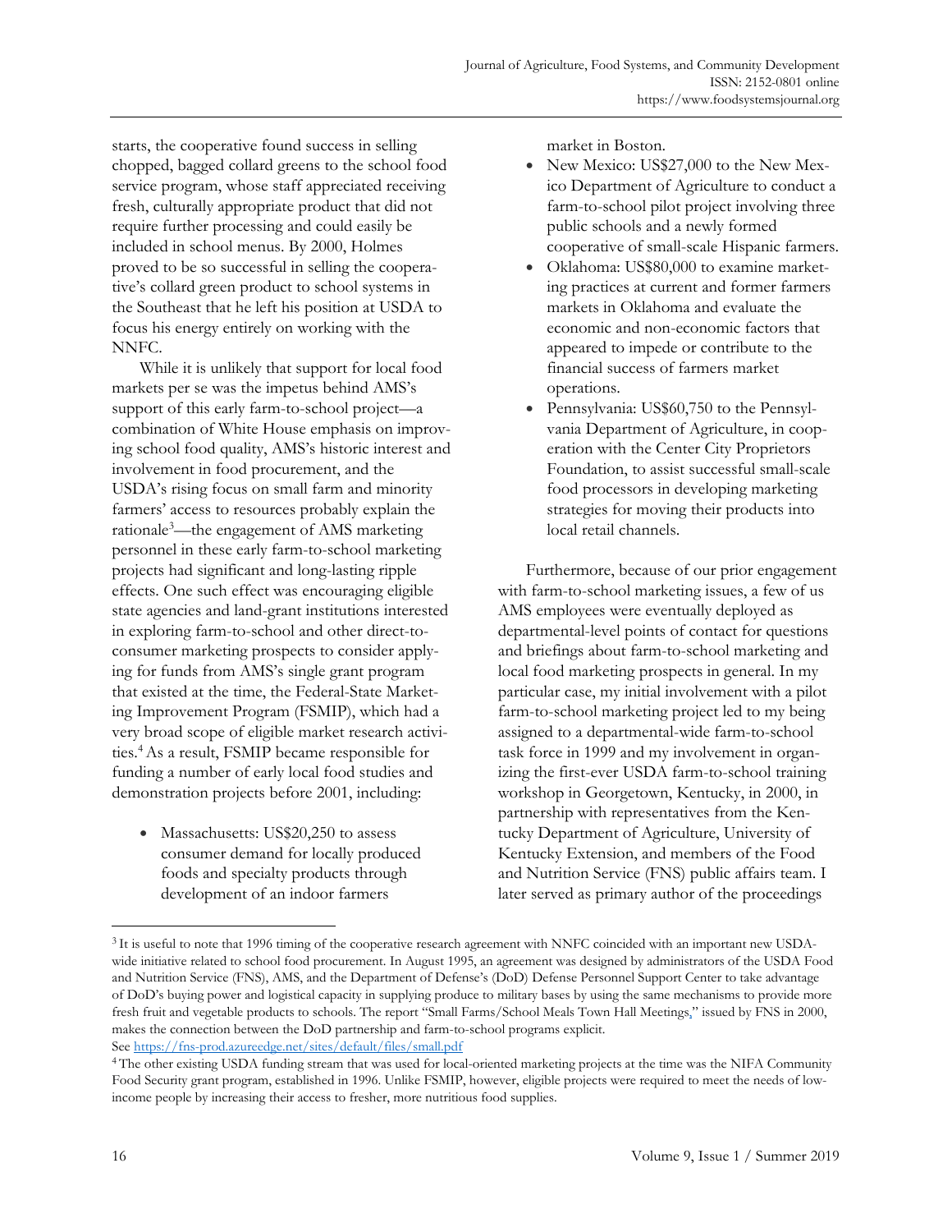starts, the cooperative found success in selling chopped, bagged collard greens to the school food service program, whose staff appreciated receiving fresh, culturally appropriate product that did not require further processing and could easily be included in school menus. By 2000, Holmes proved to be so successful in selling the cooperative's collard green product to school systems in the Southeast that he left his position at USDA to focus his energy entirely on working with the NNFC.

While it is unlikely that support for local food markets per se was the impetus behind AMS's support of this early farm-to-school project—a combination of White House emphasis on improving school food quality, AMS's historic interest and involvement in food procurement, and the USDA's rising focus on small farm and minority farmers' access to resources probably explain the rationale[3]—the engagement of AMS marketing personnel in these early farm-to-school marketing projects had significant and long-lasting ripple effects. One such effect was encouraging eligible state agencies and land-grant institutions interested in exploring farm-to-school and other direct-to-consumer marketing prospects to consider applying for funds from AMS's single grant program that existed at the time, the Federal-State Marketing Improvement Program (FSMIP), which had a very broad scope of eligible market research activities.[4] As a result, FSMIP became responsible for funding a number of early local food studies and demonstration projects before 2001, including:

- Massachusetts: US$20,250 to assess consumer demand for locally produced foods and specialty products through development of an indoor farmers market in Boston.
- New Mexico: US$27,000 to the New Mexico Department of Agriculture to conduct a farm-to-school pilot project involving three public schools and a newly formed cooperative of small-scale Hispanic farmers.
- Oklahoma: US$80,000 to examine marketing practices at current and former farmers markets in Oklahoma and evaluate the economic and non-economic factors that appeared to impede or contribute to the financial success of farmers market operations.
- Pennsylvania: US$60,750 to the Pennsylvania Department of Agriculture, in cooperation with the Center City Proprietors Foundation, to assist successful small-scale food processors in developing marketing strategies for moving their products into local retail channels.

Furthermore, because of our prior engagement with farm-to-school marketing issues, a few of us AMS employees were eventually deployed as departmental-level points of contact for questions and briefings about farm-to-school marketing and local food marketing prospects in general. In my particular case, my initial involvement with a pilot farm-to-school marketing project led to my being assigned to a departmental-wide farm-to-school task force in 1999 and my involvement in organizing the first-ever USDA farm-to-school training workshop in Georgetown, Kentucky, in 2000, in partnership with representatives from the Kentucky Department of Agriculture, University of Kentucky Extension, and members of the Food and Nutrition Service (FNS) public affairs team. I later served as primary author of the proceedings

---

[3] It is useful to note that 1996 timing of the cooperative research agreement with NNFC coincided with an important new USDA-wide initiative related to school food procurement. In August 1995, an agreement was designed by administrators of the USDA Food and Nutrition Service (FNS), AMS, and the Department of Defense's (DoD) Defense Personnel Support Center to take advantage of DoD's buying power and logistical capacity in supplying produce to military bases by using the same mechanisms to provide more fresh fruit and vegetable products to schools. The report "Small Farms/School Meals Town Hall Meetings," issued by FNS in 2000, makes the connection between the DoD partnership and farm-to-school programs explicit.
See https://fns-prod.azureedge.net/sites/default/files/small.pdf

[4] The other existing USDA funding stream that was used for local-oriented marketing projects at the time was the NIFA Community Food Security grant program, established in 1996. Unlike FSMIP, however, eligible projects were required to meet the needs of low-income people by increasing their access to fresher, more nutritious food supplies.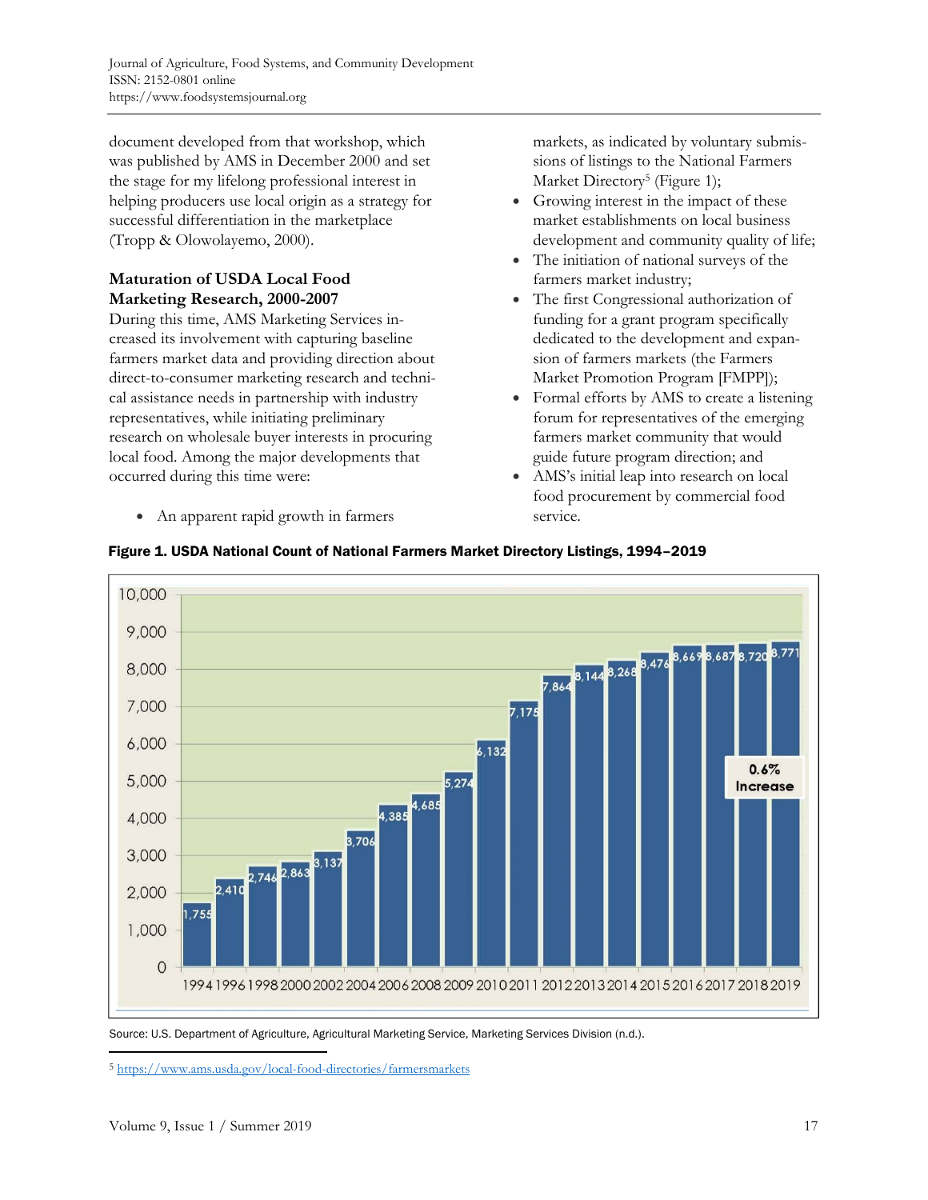document developed from that workshop, which was published by AMS in December 2000 and set the stage for my lifelong professional interest in helping producers use local origin as a strategy for successful differentiation in the marketplace (Tropp & Olowolayemo, 2000).

## Maturation of USDA Local Food Marketing Research, 2000-2007

During this time, AMS Marketing Services increased its involvement with capturing baseline farmers market data and providing direction about direct-to-consumer marketing research and technical assistance needs in partnership with industry representatives, while initiating preliminary research on wholesale buyer interests in procuring local food. Among the major developments that occurred during this time were:

- An apparent rapid growth in farmers markets, as indicated by voluntary submissions of listings to the National Farmers Market Directory[5] (Figure 1);
- Growing interest in the impact of these market establishments on local business development and community quality of life;
- The initiation of national surveys of the farmers market industry;
- The first Congressional authorization of funding for a grant program specifically dedicated to the development and expansion of farmers markets (the Farmers Market Promotion Program [FMPP]);
- Formal efforts by AMS to create a listening forum for representatives of the emerging farmers market community that would guide future program direction; and
- AMS's initial leap into research on local food procurement by commercial food service.

**Figure 1. USDA National Count of National Farmers Market Directory Listings, 1994–2019**

| Year | Listings |
|---|---|
| 1994 | 1,755 |
| 1996 | 2,410 |
| 1998 | 2,746 |
| 2000 | 2,863 |
| 2002 | 3,137 |
| 2004 | 3,706 |
| 2006 | 4,385 |
| 2008 | 4,685 |
| 2009 | 5,274 |
| 2010 | 6,132 |
| 2011 | 7,175 |
| 2012 | 7,864 |
| 2013 | 8,144 |
| 2014 | 8,268 |
| 2015 | 8,476 |
| 2016 | 8,669 |
| 2017 | 8,687 |
| 2018 | 8,720 |
| 2019 | 8,771 |

0.6% Increase

Source: U.S. Department of Agriculture, Agricultural Marketing Service, Marketing Services Division (n.d.).

[5] https://www.ams.usda.gov/local-food-directories/farmersmarkets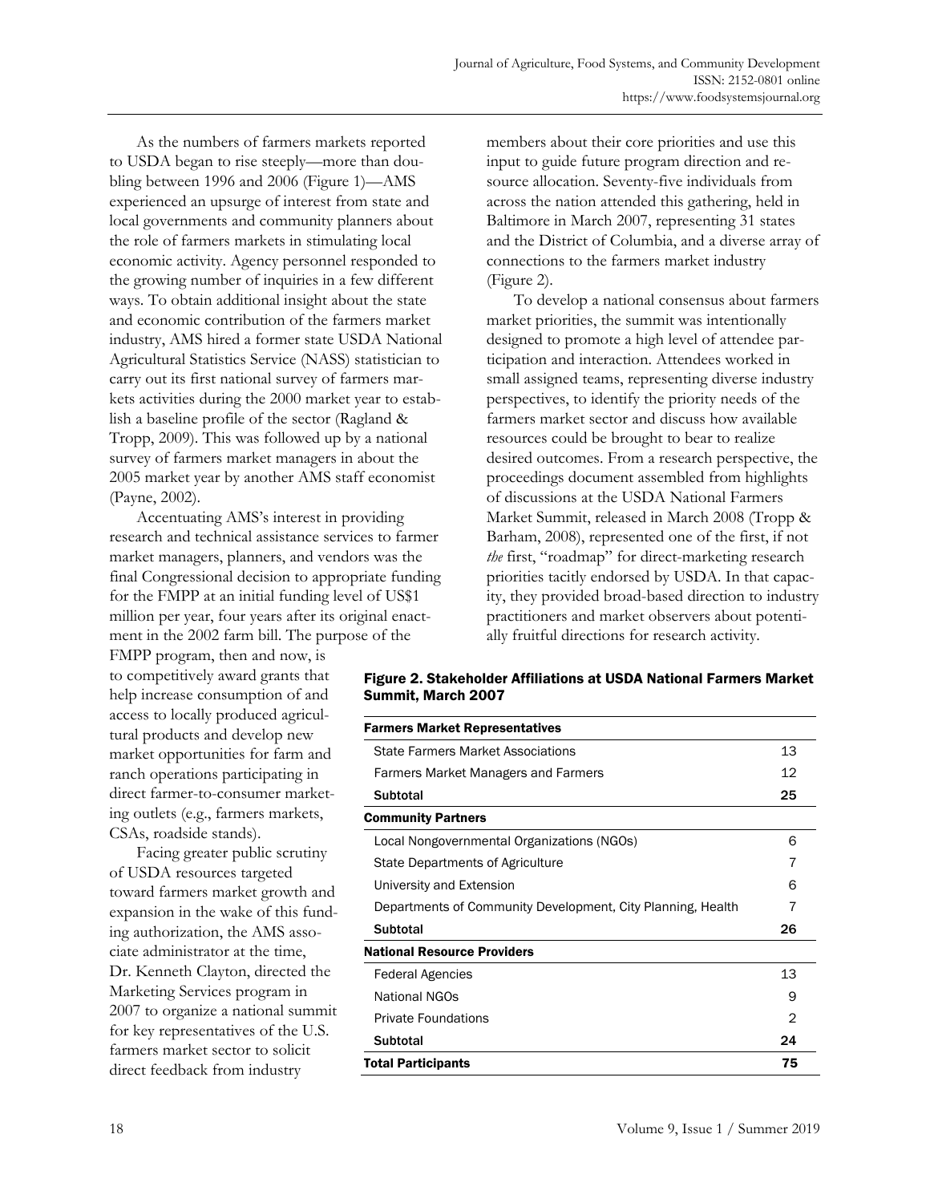As the numbers of farmers markets reported to USDA began to rise steeply—more than doubling between 1996 and 2006 (Figure 1)—AMS experienced an upsurge of interest from state and local governments and community planners about the role of farmers markets in stimulating local economic activity. Agency personnel responded to the growing number of inquiries in a few different ways. To obtain additional insight about the state and economic contribution of the farmers market industry, AMS hired a former state USDA National Agricultural Statistics Service (NASS) statistician to carry out its first national survey of farmers markets activities during the 2000 market year to establish a baseline profile of the sector (Ragland & Tropp, 2009). This was followed up by a national survey of farmers market managers in about the 2005 market year by another AMS staff economist (Payne, 2002).

Accentuating AMS's interest in providing research and technical assistance services to farmer market managers, planners, and vendors was the final Congressional decision to appropriate funding for the FMPP at an initial funding level of US$1 million per year, four years after its original enactment in the 2002 farm bill. The purpose of the FMPP program, then and now, is to competitively award grants that help increase consumption of and access to locally produced agricultural products and develop new market opportunities for farm and ranch operations participating in direct farmer-to-consumer marketing outlets (e.g., farmers markets, CSAs, roadside stands).

Facing greater public scrutiny of USDA resources targeted toward farmers market growth and expansion in the wake of this funding authorization, the AMS associate administrator at the time, Dr. Kenneth Clayton, directed the Marketing Services program in 2007 to organize a national summit for key representatives of the U.S. farmers market sector to solicit direct feedback from industry members about their core priorities and use this input to guide future program direction and resource allocation. Seventy-five individuals from across the nation attended this gathering, held in Baltimore in March 2007, representing 31 states and the District of Columbia, and a diverse array of connections to the farmers market industry (Figure 2).

To develop a national consensus about farmers market priorities, the summit was intentionally designed to promote a high level of attendee participation and interaction. Attendees worked in small assigned teams, representing diverse industry perspectives, to identify the priority needs of the farmers market sector and discuss how available resources could be brought to bear to realize desired outcomes. From a research perspective, the proceedings document assembled from highlights of discussions at the USDA National Farmers Market Summit, released in March 2008 (Tropp & Barham, 2008), represented one of the first, if not *the* first, "roadmap" for direct-marketing research priorities tacitly endorsed by USDA. In that capacity, they provided broad-based direction to industry practitioners and market observers about potentially fruitful directions for research activity.

**Figure 2. Stakeholder Affiliations at USDA National Farmers Market Summit, March 2007**

| | |
|---|---|
| **Farmers Market Representatives** | |
| State Farmers Market Associations | 13 |
| Farmers Market Managers and Farmers | 12 |
| **Subtotal** | **25** |
| **Community Partners** | |
| Local Nongovernmental Organizations (NGOs) | 6 |
| State Departments of Agriculture | 7 |
| University and Extension | 6 |
| Departments of Community Development, City Planning, Health | 7 |
| **Subtotal** | **26** |
| **National Resource Providers** | |
| Federal Agencies | 13 |
| National NGOs | 9 |
| Private Foundations | 2 |
| **Subtotal** | **24** |
| **Total Participants** | **75** |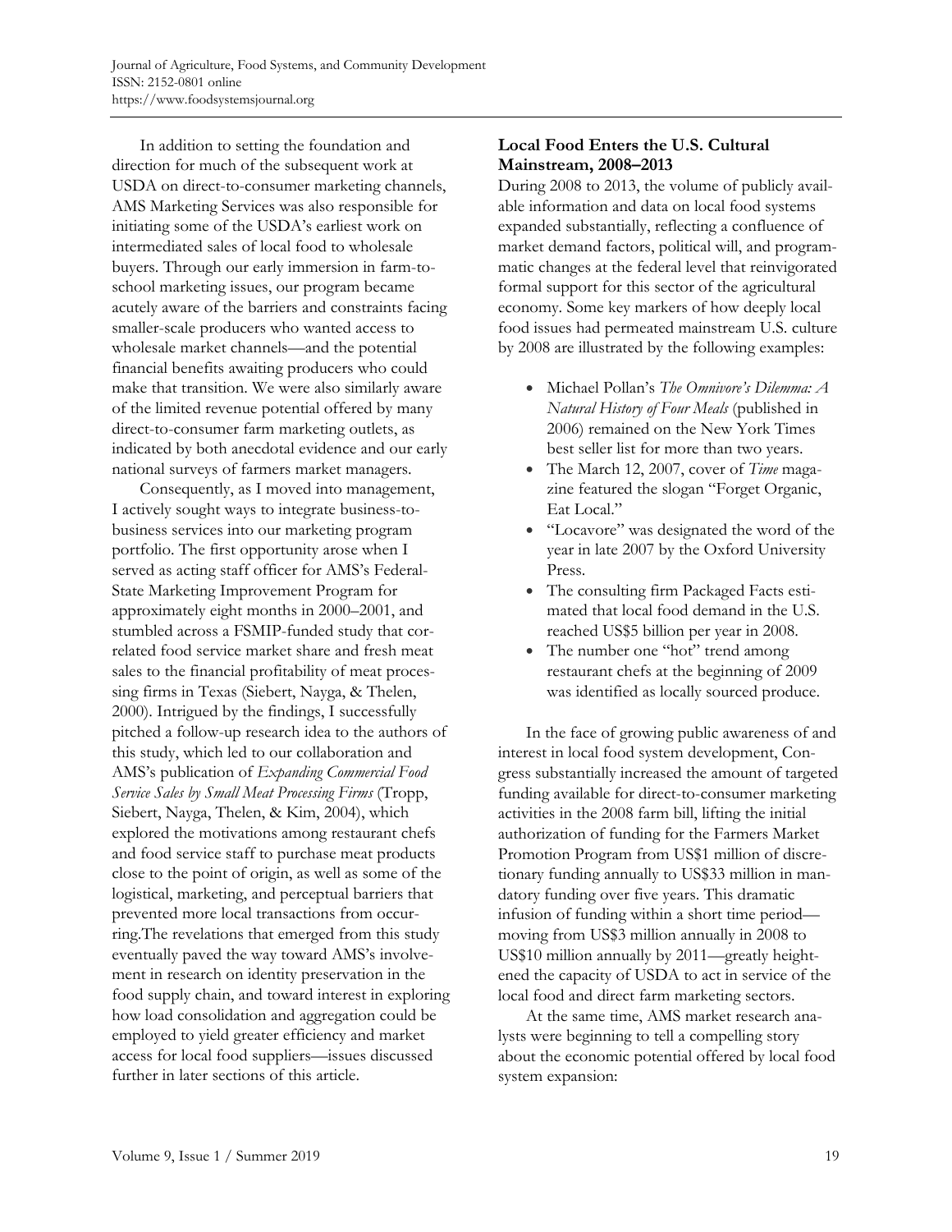In addition to setting the foundation and direction for much of the subsequent work at USDA on direct-to-consumer marketing channels, AMS Marketing Services was also responsible for initiating some of the USDA's earliest work on intermediated sales of local food to wholesale buyers. Through our early immersion in farm-to-school marketing issues, our program became acutely aware of the barriers and constraints facing smaller-scale producers who wanted access to wholesale market channels—and the potential financial benefits awaiting producers who could make that transition. We were also similarly aware of the limited revenue potential offered by many direct-to-consumer farm marketing outlets, as indicated by both anecdotal evidence and our early national surveys of farmers market managers.

Consequently, as I moved into management, I actively sought ways to integrate business-to-business services into our marketing program portfolio. The first opportunity arose when I served as acting staff officer for AMS's Federal-State Marketing Improvement Program for approximately eight months in 2000–2001, and stumbled across a FSMIP-funded study that correlated food service market share and fresh meat sales to the financial profitability of meat processing firms in Texas (Siebert, Nayga, & Thelen, 2000). Intrigued by the findings, I successfully pitched a follow-up research idea to the authors of this study, which led to our collaboration and AMS's publication of *Expanding Commercial Food Service Sales by Small Meat Processing Firms* (Tropp, Siebert, Nayga, Thelen, & Kim, 2004), which explored the motivations among restaurant chefs and food service staff to purchase meat products close to the point of origin, as well as some of the logistical, marketing, and perceptual barriers that prevented more local transactions from occurring.The revelations that emerged from this study eventually paved the way toward AMS's involvement in research on identity preservation in the food supply chain, and toward interest in exploring how load consolidation and aggregation could be employed to yield greater efficiency and market access for local food suppliers—issues discussed further in later sections of this article.

## Local Food Enters the U.S. Cultural Mainstream, 2008–2013

During 2008 to 2013, the volume of publicly available information and data on local food systems expanded substantially, reflecting a confluence of market demand factors, political will, and programmatic changes at the federal level that reinvigorated formal support for this sector of the agricultural economy. Some key markers of how deeply local food issues had permeated mainstream U.S. culture by 2008 are illustrated by the following examples:

- Michael Pollan's *The Omnivore's Dilemma: A Natural History of Four Meals* (published in 2006) remained on the New York Times best seller list for more than two years.
- The March 12, 2007, cover of *Time* magazine featured the slogan "Forget Organic, Eat Local."
- "Locavore" was designated the word of the year in late 2007 by the Oxford University Press.
- The consulting firm Packaged Facts estimated that local food demand in the U.S. reached US$5 billion per year in 2008.
- The number one "hot" trend among restaurant chefs at the beginning of 2009 was identified as locally sourced produce.

In the face of growing public awareness of and interest in local food system development, Congress substantially increased the amount of targeted funding available for direct-to-consumer marketing activities in the 2008 farm bill, lifting the initial authorization of funding for the Farmers Market Promotion Program from US$1 million of discretionary funding annually to US$33 million in mandatory funding over five years. This dramatic infusion of funding within a short time period—moving from US$3 million annually in 2008 to US$10 million annually by 2011—greatly heightened the capacity of USDA to act in service of the local food and direct farm marketing sectors.

At the same time, AMS market research analysts were beginning to tell a compelling story about the economic potential offered by local food system expansion: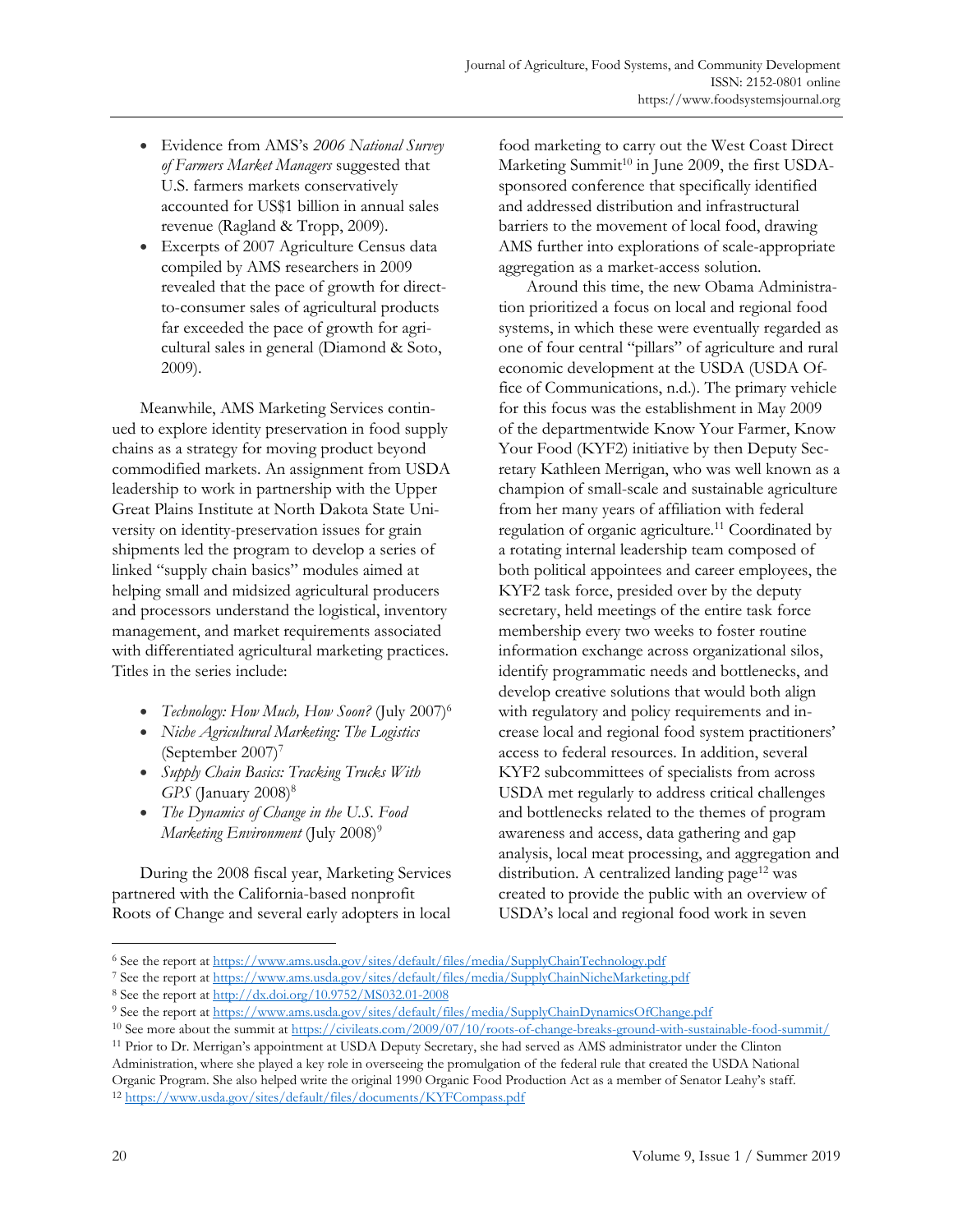- Evidence from AMS's *2006 National Survey of Farmers Market Managers* suggested that U.S. farmers markets conservatively accounted for US$1 billion in annual sales revenue (Ragland & Tropp, 2009).
- Excerpts of 2007 Agriculture Census data compiled by AMS researchers in 2009 revealed that the pace of growth for direct-to-consumer sales of agricultural products far exceeded the pace of growth for agricultural sales in general (Diamond & Soto, 2009).

Meanwhile, AMS Marketing Services continued to explore identity preservation in food supply chains as a strategy for moving product beyond commodified markets. An assignment from USDA leadership to work in partnership with the Upper Great Plains Institute at North Dakota State University on identity-preservation issues for grain shipments led the program to develop a series of linked "supply chain basics" modules aimed at helping small and midsized agricultural producers and processors understand the logistical, inventory management, and market requirements associated with differentiated agricultural marketing practices. Titles in the series include:

- *Technology: How Much, How Soon?* (July 2007)[6]
- *Niche Agricultural Marketing: The Logistics* (September 2007)[7]
- *Supply Chain Basics: Tracking Trucks With GPS* (January 2008)[8]
- *The Dynamics of Change in the U.S. Food Marketing Environment* (July 2008)[9]

During the 2008 fiscal year, Marketing Services partnered with the California-based nonprofit Roots of Change and several early adopters in local food marketing to carry out the West Coast Direct Marketing Summit[10] in June 2009, the first USDA-sponsored conference that specifically identified and addressed distribution and infrastructural barriers to the movement of local food, drawing AMS further into explorations of scale-appropriate aggregation as a market-access solution.

Around this time, the new Obama Administration prioritized a focus on local and regional food systems, in which these were eventually regarded as one of four central "pillars" of agriculture and rural economic development at the USDA (USDA Office of Communications, n.d.). The primary vehicle for this focus was the establishment in May 2009 of the departmentwide Know Your Farmer, Know Your Food (KYF2) initiative by then Deputy Secretary Kathleen Merrigan, who was well known as a champion of small-scale and sustainable agriculture from her many years of affiliation with federal regulation of organic agriculture.[11] Coordinated by a rotating internal leadership team composed of both political appointees and career employees, the KYF2 task force, presided over by the deputy secretary, held meetings of the entire task force membership every two weeks to foster routine information exchange across organizational silos, identify programmatic needs and bottlenecks, and develop creative solutions that would both align with regulatory and policy requirements and increase local and regional food system practitioners' access to federal resources. In addition, several KYF2 subcommittees of specialists from across USDA met regularly to address critical challenges and bottlenecks related to the themes of program awareness and access, data gathering and gap analysis, local meat processing, and aggregation and distribution. A centralized landing page[12] was created to provide the public with an overview of USDA's local and regional food work in seven

---

[6] See the report at https://www.ams.usda.gov/sites/default/files/media/SupplyChainTechnology.pdf

[7] See the report at https://www.ams.usda.gov/sites/default/files/media/SupplyChainNicheMarketing.pdf

[8] See the report at http://dx.doi.org/10.9752/MS032.01-2008

[9] See the report at https://www.ams.usda.gov/sites/default/files/media/SupplyChainDynamicsOfChange.pdf

[10] See more about the summit at https://civileats.com/2009/07/10/roots-of-change-breaks-ground-with-sustainable-food-summit/

[11] Prior to Dr. Merrigan's appointment at USDA Deputy Secretary, she had served as AMS administrator under the Clinton Administration, where she played a key role in overseeing the promulgation of the federal rule that created the USDA National Organic Program. She also helped write the original 1990 Organic Food Production Act as a member of Senator Leahy's staff.

[12] https://www.usda.gov/sites/default/files/documents/KYFCompass.pdf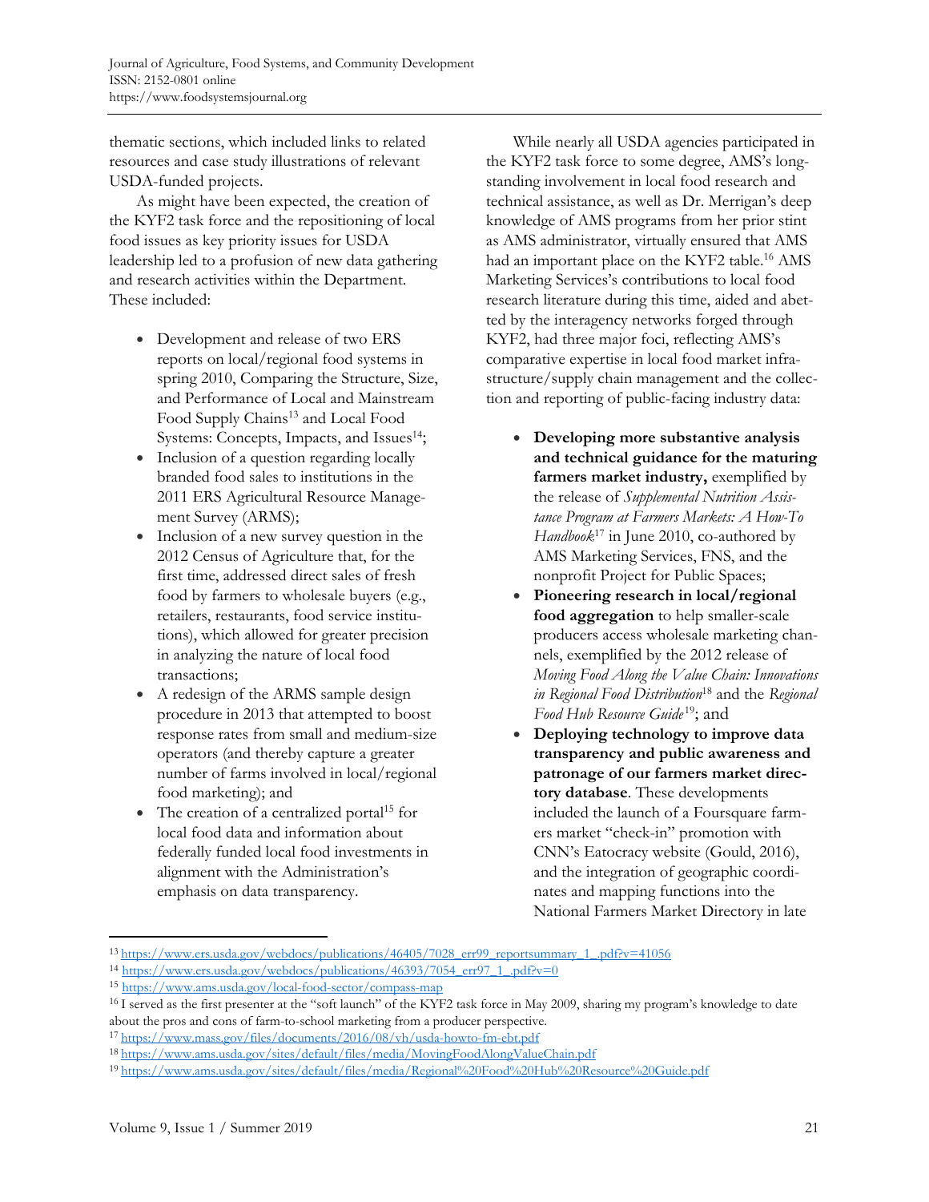thematic sections, which included links to related resources and case study illustrations of relevant USDA-funded projects.

As might have been expected, the creation of the KYF2 task force and the repositioning of local food issues as key priority issues for USDA leadership led to a profusion of new data gathering and research activities within the Department. These included:

- Development and release of two ERS reports on local/regional food systems in spring 2010, Comparing the Structure, Size, and Performance of Local and Mainstream Food Supply Chains[13] and Local Food Systems: Concepts, Impacts, and Issues[14];
- Inclusion of a question regarding locally branded food sales to institutions in the 2011 ERS Agricultural Resource Management Survey (ARMS);
- Inclusion of a new survey question in the 2012 Census of Agriculture that, for the first time, addressed direct sales of fresh food by farmers to wholesale buyers (e.g., retailers, restaurants, food service institutions), which allowed for greater precision in analyzing the nature of local food transactions;
- A redesign of the ARMS sample design procedure in 2013 that attempted to boost response rates from small and medium-size operators (and thereby capture a greater number of farms involved in local/regional food marketing); and
- The creation of a centralized portal[15] for local food data and information about federally funded local food investments in alignment with the Administration's emphasis on data transparency.

While nearly all USDA agencies participated in the KYF2 task force to some degree, AMS's long-standing involvement in local food research and technical assistance, as well as Dr. Merrigan's deep knowledge of AMS programs from her prior stint as AMS administrator, virtually ensured that AMS had an important place on the KYF2 table.[16] AMS Marketing Services's contributions to local food research literature during this time, aided and abetted by the interagency networks forged through KYF2, had three major foci, reflecting AMS's comparative expertise in local food market infrastructure/supply chain management and the collection and reporting of public-facing industry data:

- **Developing more substantive analysis and technical guidance for the maturing farmers market industry,** exemplified by the release of *Supplemental Nutrition Assistance Program at Farmers Markets: A How-To Handbook*[17] in June 2010, co-authored by AMS Marketing Services, FNS, and the nonprofit Project for Public Spaces;
- **Pioneering research in local/regional food aggregation** to help smaller-scale producers access wholesale marketing channels, exemplified by the 2012 release of *Moving Food Along the Value Chain: Innovations in Regional Food Distribution*[18] and the *Regional Food Hub Resource Guide*[19]; and
- **Deploying technology to improve data transparency and public awareness and patronage of our farmers market directory database**. These developments included the launch of a Foursquare farmers market "check-in" promotion with CNN's Eatocracy website (Gould, 2016), and the integration of geographic coordinates and mapping functions into the National Farmers Market Directory in late

---

[13] https://www.ers.usda.gov/webdocs/publications/46405/7028_err99_reportsummary_1_.pdf?v=41056

[14] https://www.ers.usda.gov/webdocs/publications/46393/7054_err97_1_.pdf?v=0

[15] https://www.ams.usda.gov/local-food-sector/compass-map

[16] I served as the first presenter at the "soft launch" of the KYF2 task force in May 2009, sharing my program's knowledge to date about the pros and cons of farm-to-school marketing from a producer perspective.

[17] https://www.mass.gov/files/documents/2016/08/vh/usda-howto-fm-ebt.pdf

[18] https://www.ams.usda.gov/sites/default/files/media/MovingFoodAlongValueChain.pdf

[19] https://www.ams.usda.gov/sites/default/files/media/Regional%20Food%20Hub%20Resource%20Guide.pdf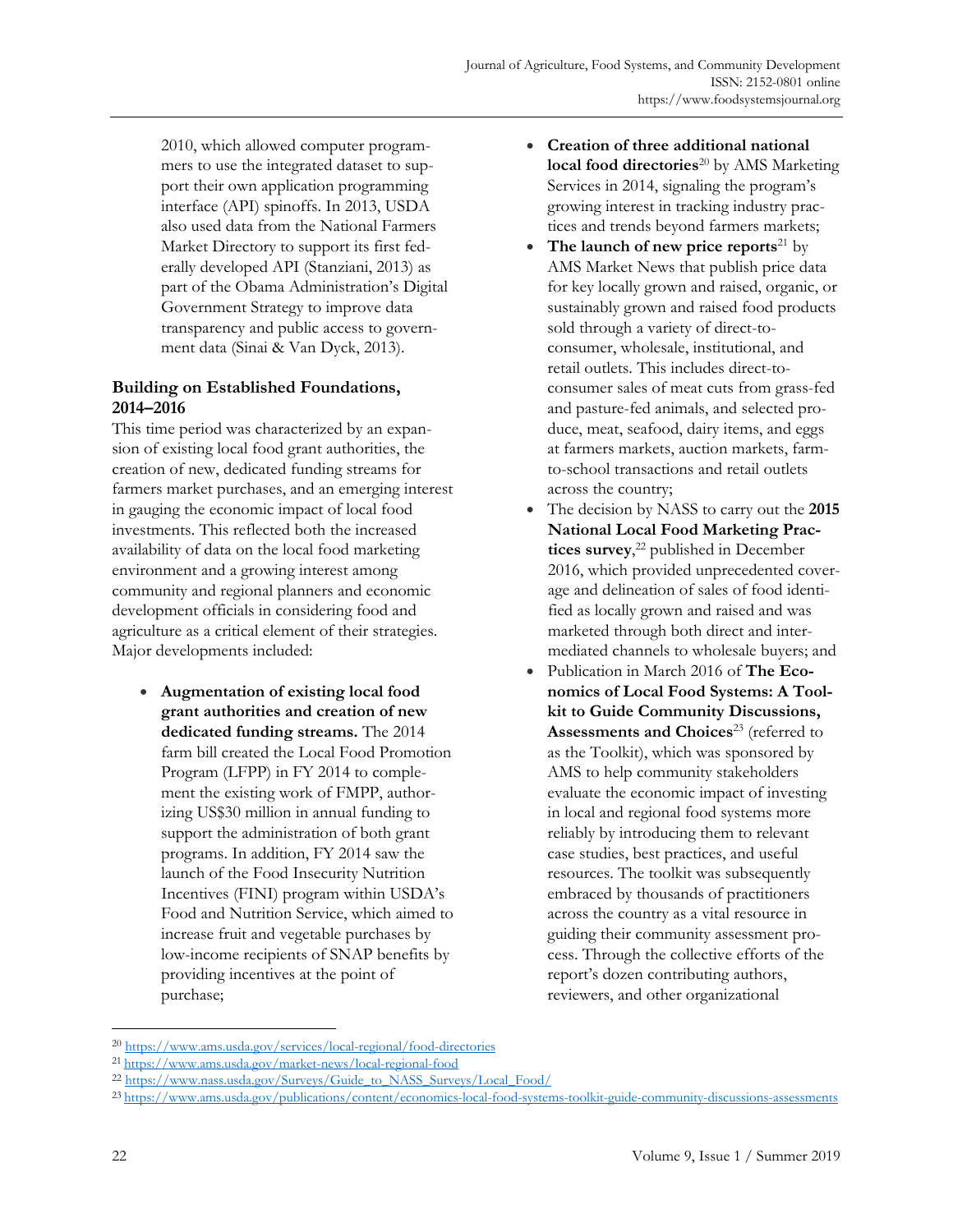2010, which allowed computer programmers to use the integrated dataset to support their own application programming interface (API) spinoffs. In 2013, USDA also used data from the National Farmers Market Directory to support its first federally developed API (Stanziani, 2013) as part of the Obama Administration's Digital Government Strategy to improve data transparency and public access to government data (Sinai & Van Dyck, 2013).

### Building on Established Foundations, 2014–2016

This time period was characterized by an expansion of existing local food grant authorities, the creation of new, dedicated funding streams for farmers market purchases, and an emerging interest in gauging the economic impact of local food investments. This reflected both the increased availability of data on the local food marketing environment and a growing interest among community and regional planners and economic development officials in considering food and agriculture as a critical element of their strategies. Major developments included:

- **Augmentation of existing local food grant authorities and creation of new dedicated funding streams.** The 2014 farm bill created the Local Food Promotion Program (LFPP) in FY 2014 to complement the existing work of FMPP, authorizing US$30 million in annual funding to support the administration of both grant programs. In addition, FY 2014 saw the launch of the Food Insecurity Nutrition Incentives (FINI) program within USDA's Food and Nutrition Service, which aimed to increase fruit and vegetable purchases by low-income recipients of SNAP benefits by providing incentives at the point of purchase;
- **Creation of three additional national local food directories**[20] by AMS Marketing Services in 2014, signaling the program's growing interest in tracking industry practices and trends beyond farmers markets;
- **The launch of new price reports**[21] by AMS Market News that publish price data for key locally grown and raised, organic, or sustainably grown and raised food products sold through a variety of direct-to-consumer, wholesale, institutional, and retail outlets. This includes direct-to-consumer sales of meat cuts from grass-fed and pasture-fed animals, and selected produce, meat, seafood, dairy items, and eggs at farmers markets, auction markets, farm-to-school transactions and retail outlets across the country;
- The decision by NASS to carry out the **2015 National Local Food Marketing Practices survey**,[22] published in December 2016, which provided unprecedented coverage and delineation of sales of food identified as locally grown and raised and was marketed through both direct and intermediated channels to wholesale buyers; and
- Publication in March 2016 of **The Economics of Local Food Systems: A Toolkit to Guide Community Discussions, Assessments and Choices**[23] (referred to as the Toolkit), which was sponsored by AMS to help community stakeholders evaluate the economic impact of investing in local and regional food systems more reliably by introducing them to relevant case studies, best practices, and useful resources. The toolkit was subsequently embraced by thousands of practitioners across the country as a vital resource in guiding their community assessment process. Through the collective efforts of the report's dozen contributing authors, reviewers, and other organizational

[20] https://www.ams.usda.gov/services/local-regional/food-directories

[21] https://www.ams.usda.gov/market-news/local-regional-food

[22] https://www.nass.usda.gov/Surveys/Guide_to_NASS_Surveys/Local_Food/

[23] https://www.ams.usda.gov/publications/content/economics-local-food-systems-toolkit-guide-community-discussions-assessments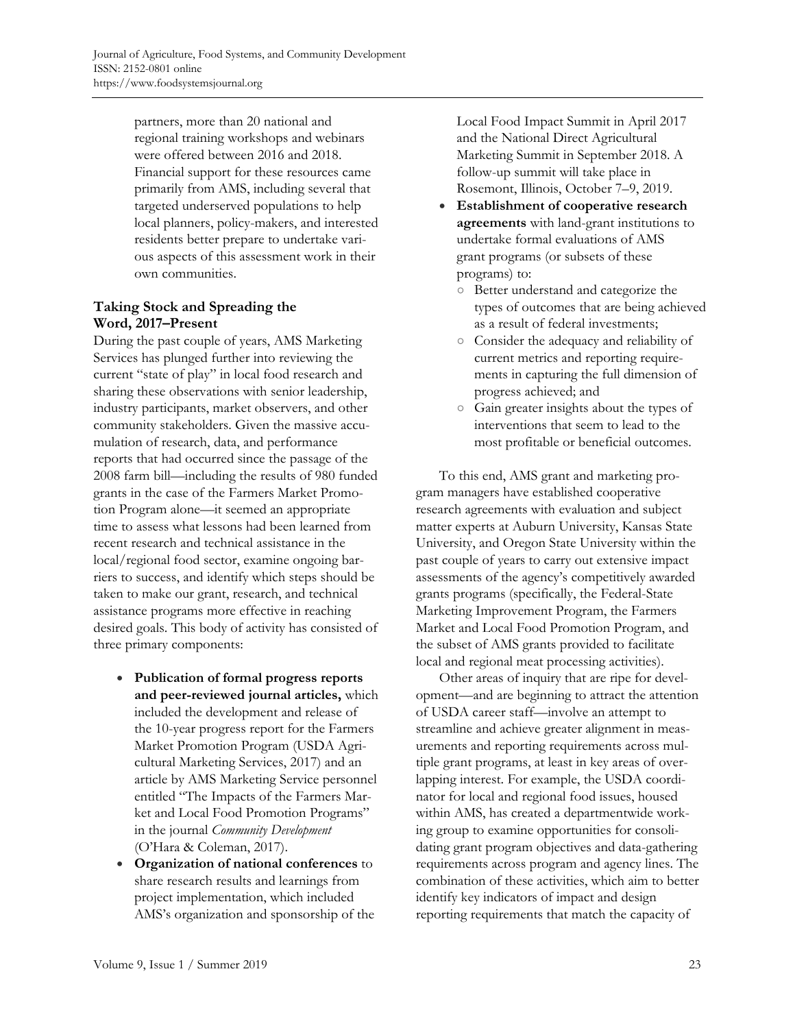partners, more than 20 national and regional training workshops and webinars were offered between 2016 and 2018. Financial support for these resources came primarily from AMS, including several that targeted underserved populations to help local planners, policy-makers, and interested residents better prepare to undertake various aspects of this assessment work in their own communities.

### Taking Stock and Spreading the Word, 2017–Present

During the past couple of years, AMS Marketing Services has plunged further into reviewing the current "state of play" in local food research and sharing these observations with senior leadership, industry participants, market observers, and other community stakeholders. Given the massive accumulation of research, data, and performance reports that had occurred since the passage of the 2008 farm bill—including the results of 980 funded grants in the case of the Farmers Market Promotion Program alone—it seemed an appropriate time to assess what lessons had been learned from recent research and technical assistance in the local/regional food sector, examine ongoing barriers to success, and identify which steps should be taken to make our grant, research, and technical assistance programs more effective in reaching desired goals. This body of activity has consisted of three primary components:

- **Publication of formal progress reports and peer-reviewed journal articles,** which included the development and release of the 10-year progress report for the Farmers Market Promotion Program (USDA Agricultural Marketing Services, 2017) and an article by AMS Marketing Service personnel entitled "The Impacts of the Farmers Market and Local Food Promotion Programs" in the journal *Community Development* (O'Hara & Coleman, 2017).
- **Organization of national conferences** to share research results and learnings from project implementation, which included AMS's organization and sponsorship of the Local Food Impact Summit in April 2017 and the National Direct Agricultural Marketing Summit in September 2018. A follow-up summit will take place in Rosemont, Illinois, October 7–9, 2019.
- **Establishment of cooperative research agreements** with land-grant institutions to undertake formal evaluations of AMS grant programs (or subsets of these programs) to:
  - Better understand and categorize the types of outcomes that are being achieved as a result of federal investments;
  - Consider the adequacy and reliability of current metrics and reporting requirements in capturing the full dimension of progress achieved; and
  - Gain greater insights about the types of interventions that seem to lead to the most profitable or beneficial outcomes.

To this end, AMS grant and marketing program managers have established cooperative research agreements with evaluation and subject matter experts at Auburn University, Kansas State University, and Oregon State University within the past couple of years to carry out extensive impact assessments of the agency's competitively awarded grants programs (specifically, the Federal-State Marketing Improvement Program, the Farmers Market and Local Food Promotion Program, and the subset of AMS grants provided to facilitate local and regional meat processing activities).

Other areas of inquiry that are ripe for development—and are beginning to attract the attention of USDA career staff—involve an attempt to streamline and achieve greater alignment in measurements and reporting requirements across multiple grant programs, at least in key areas of overlapping interest. For example, the USDA coordinator for local and regional food issues, housed within AMS, has created a departmentwide working group to examine opportunities for consolidating grant program objectives and data-gathering requirements across program and agency lines. The combination of these activities, which aim to better identify key indicators of impact and design reporting requirements that match the capacity of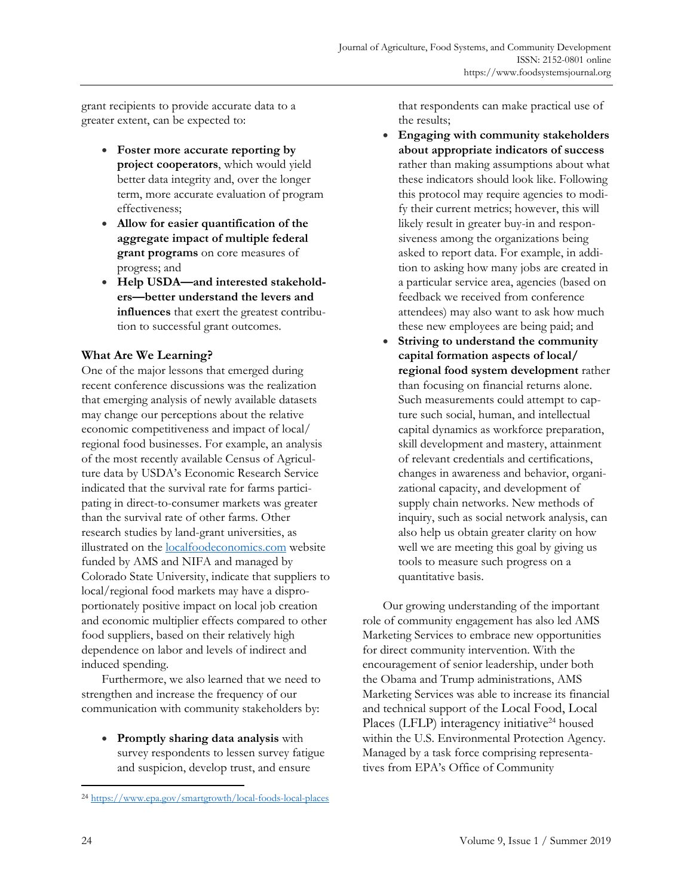grant recipients to provide accurate data to a greater extent, can be expected to:

- **Foster more accurate reporting by project cooperators**, which would yield better data integrity and, over the longer term, more accurate evaluation of program effectiveness;
- **Allow for easier quantification of the aggregate impact of multiple federal grant programs** on core measures of progress; and
- **Help USDA—and interested stakeholders—better understand the levers and influences** that exert the greatest contribution to successful grant outcomes.

### What Are We Learning?

One of the major lessons that emerged during recent conference discussions was the realization that emerging analysis of newly available datasets may change our perceptions about the relative economic competitiveness and impact of local/regional food businesses. For example, an analysis of the most recently available Census of Agriculture data by USDA's Economic Research Service indicated that the survival rate for farms participating in direct-to-consumer markets was greater than the survival rate of other farms. Other research studies by land-grant universities, as illustrated on the localfoodeconomics.com website funded by AMS and NIFA and managed by Colorado State University, indicate that suppliers to local/regional food markets may have a disproportionately positive impact on local job creation and economic multiplier effects compared to other food suppliers, based on their relatively high dependence on labor and levels of indirect and induced spending.

Furthermore, we also learned that we need to strengthen and increase the frequency of our communication with community stakeholders by:

- **Promptly sharing data analysis** with survey respondents to lessen survey fatigue and suspicion, develop trust, and ensure that respondents can make practical use of the results;
- **Engaging with community stakeholders about appropriate indicators of success** rather than making assumptions about what these indicators should look like. Following this protocol may require agencies to modify their current metrics; however, this will likely result in greater buy-in and responsiveness among the organizations being asked to report data. For example, in addition to asking how many jobs are created in a particular service area, agencies (based on feedback we received from conference attendees) may also want to ask how much these new employees are being paid; and
- **Striving to understand the community capital formation aspects of local/regional food system development** rather than focusing on financial returns alone. Such measurements could attempt to capture such social, human, and intellectual capital dynamics as workforce preparation, skill development and mastery, attainment of relevant credentials and certifications, changes in awareness and behavior, organizational capacity, and development of supply chain networks. New methods of inquiry, such as social network analysis, can also help us obtain greater clarity on how well we are meeting this goal by giving us tools to measure such progress on a quantitative basis.

Our growing understanding of the important role of community engagement has also led AMS Marketing Services to embrace new opportunities for direct community intervention. With the encouragement of senior leadership, under both the Obama and Trump administrations, AMS Marketing Services was able to increase its financial and technical support of the Local Food, Local Places (LFLP) interagency initiative[24] housed within the U.S. Environmental Protection Agency. Managed by a task force comprising representatives from EPA's Office of Community

[24] https://www.epa.gov/smartgrowth/local-foods-local-places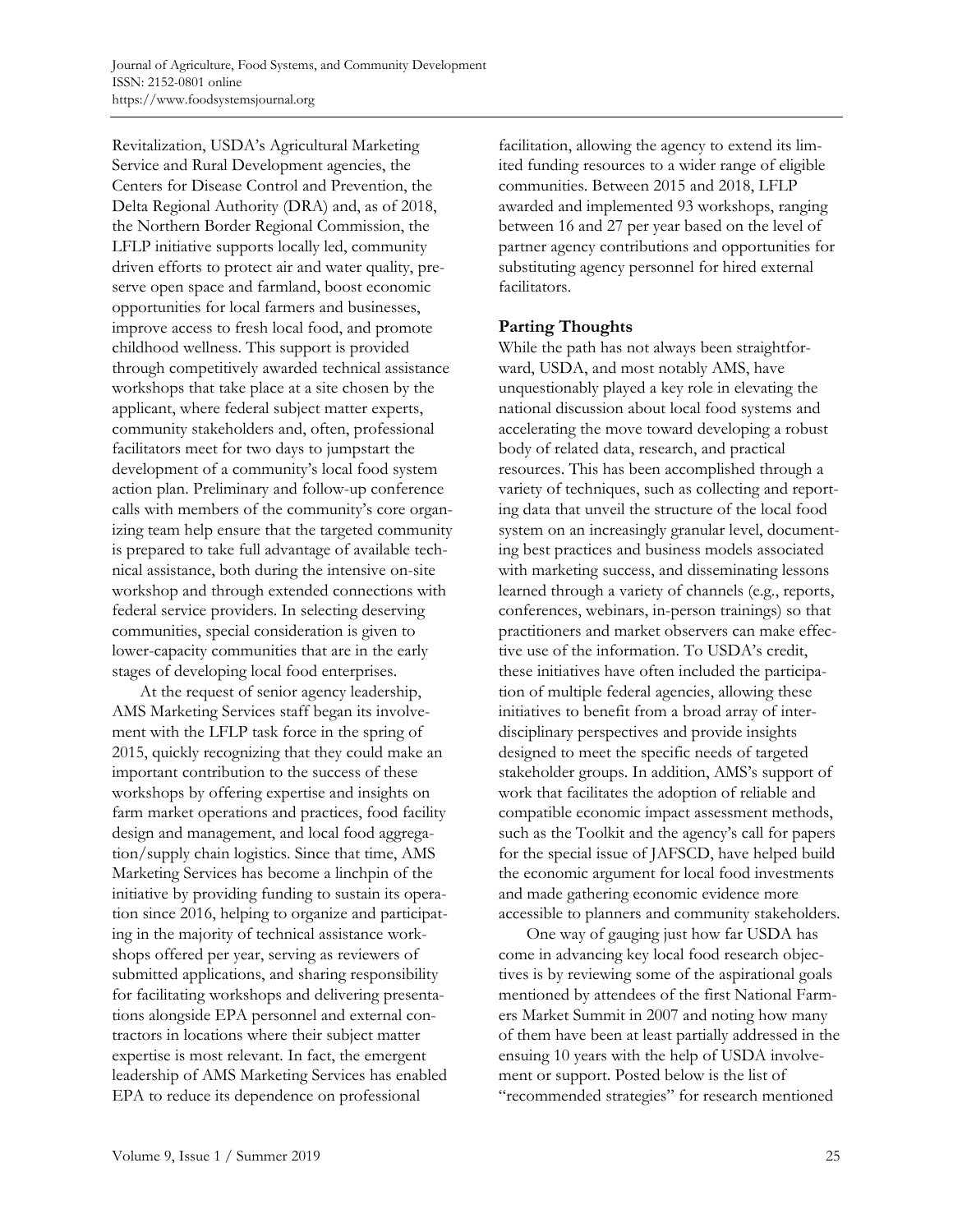Revitalization, USDA's Agricultural Marketing Service and Rural Development agencies, the Centers for Disease Control and Prevention, the Delta Regional Authority (DRA) and, as of 2018, the Northern Border Regional Commission, the LFLP initiative supports locally led, community driven efforts to protect air and water quality, preserve open space and farmland, boost economic opportunities for local farmers and businesses, improve access to fresh local food, and promote childhood wellness. This support is provided through competitively awarded technical assistance workshops that take place at a site chosen by the applicant, where federal subject matter experts, community stakeholders and, often, professional facilitators meet for two days to jumpstart the development of a community's local food system action plan. Preliminary and follow-up conference calls with members of the community's core organizing team help ensure that the targeted community is prepared to take full advantage of available technical assistance, both during the intensive on-site workshop and through extended connections with federal service providers. In selecting deserving communities, special consideration is given to lower-capacity communities that are in the early stages of developing local food enterprises.

At the request of senior agency leadership, AMS Marketing Services staff began its involvement with the LFLP task force in the spring of 2015, quickly recognizing that they could make an important contribution to the success of these workshops by offering expertise and insights on farm market operations and practices, food facility design and management, and local food aggregation/supply chain logistics. Since that time, AMS Marketing Services has become a linchpin of the initiative by providing funding to sustain its operation since 2016, helping to organize and participating in the majority of technical assistance workshops offered per year, serving as reviewers of submitted applications, and sharing responsibility for facilitating workshops and delivering presentations alongside EPA personnel and external contractors in locations where their subject matter expertise is most relevant. In fact, the emergent leadership of AMS Marketing Services has enabled EPA to reduce its dependence on professional facilitation, allowing the agency to extend its limited funding resources to a wider range of eligible communities. Between 2015 and 2018, LFLP awarded and implemented 93 workshops, ranging between 16 and 27 per year based on the level of partner agency contributions and opportunities for substituting agency personnel for hired external facilitators.

## Parting Thoughts

While the path has not always been straightforward, USDA, and most notably AMS, have unquestionably played a key role in elevating the national discussion about local food systems and accelerating the move toward developing a robust body of related data, research, and practical resources. This has been accomplished through a variety of techniques, such as collecting and reporting data that unveil the structure of the local food system on an increasingly granular level, documenting best practices and business models associated with marketing success, and disseminating lessons learned through a variety of channels (e.g., reports, conferences, webinars, in-person trainings) so that practitioners and market observers can make effective use of the information. To USDA's credit, these initiatives have often included the participation of multiple federal agencies, allowing these initiatives to benefit from a broad array of interdisciplinary perspectives and provide insights designed to meet the specific needs of targeted stakeholder groups. In addition, AMS's support of work that facilitates the adoption of reliable and compatible economic impact assessment methods, such as the Toolkit and the agency's call for papers for the special issue of JAFSCD, have helped build the economic argument for local food investments and made gathering economic evidence more accessible to planners and community stakeholders.

One way of gauging just how far USDA has come in advancing key local food research objectives is by reviewing some of the aspirational goals mentioned by attendees of the first National Farmers Market Summit in 2007 and noting how many of them have been at least partially addressed in the ensuing 10 years with the help of USDA involvement or support. Posted below is the list of "recommended strategies" for research mentioned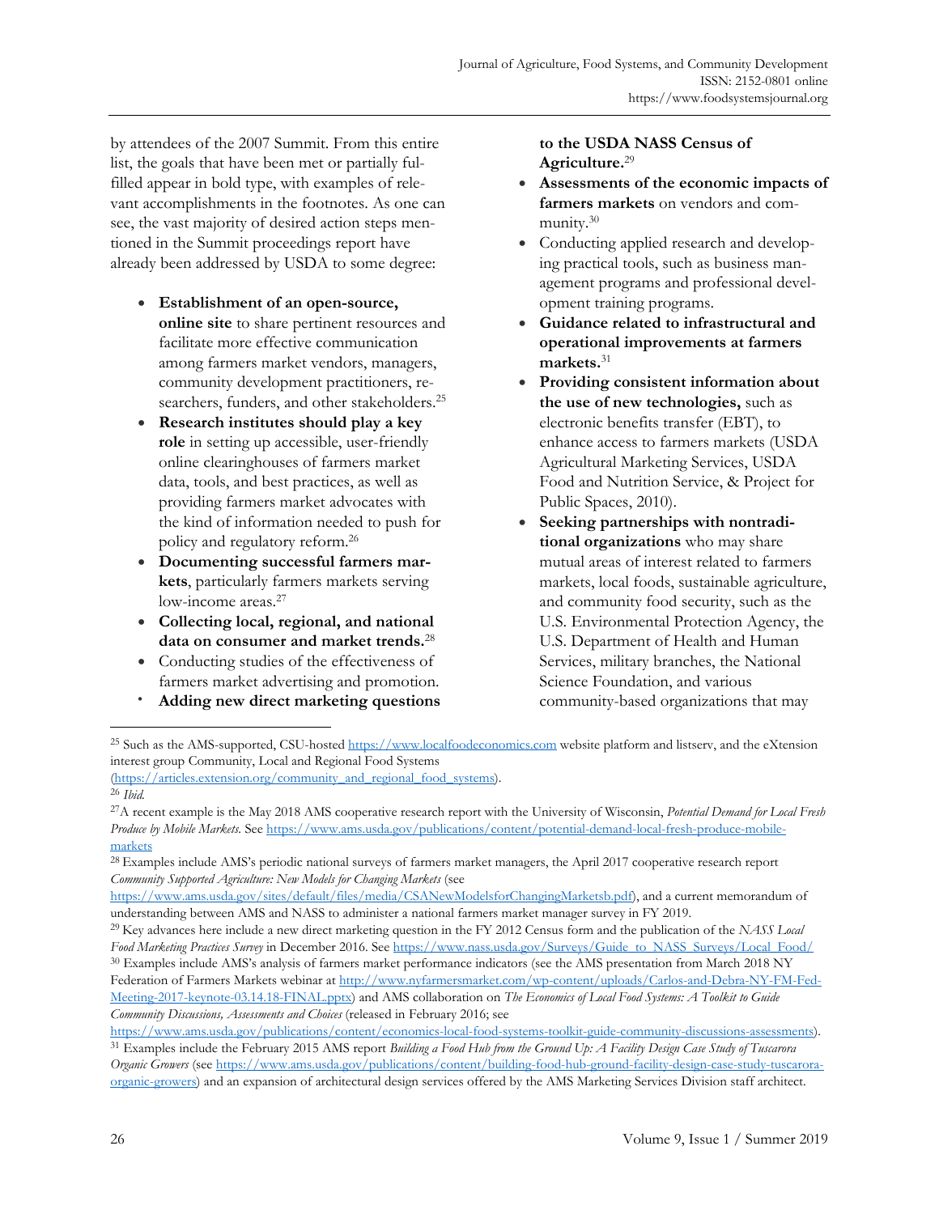by attendees of the 2007 Summit. From this entire list, the goals that have been met or partially fulfilled appear in bold type, with examples of relevant accomplishments in the footnotes. As one can see, the vast majority of desired action steps mentioned in the Summit proceedings report have already been addressed by USDA to some degree:

- **Establishment of an open-source, online site** to share pertinent resources and facilitate more effective communication among farmers market vendors, managers, community development practitioners, researchers, funders, and other stakeholders.[25]
- **Research institutes should play a key role** in setting up accessible, user-friendly online clearinghouses of farmers market data, tools, and best practices, as well as providing farmers market advocates with the kind of information needed to push for policy and regulatory reform.[26]
- **Documenting successful farmers markets**, particularly farmers markets serving low-income areas.[27]
- **Collecting local, regional, and national data on consumer and market trends.**[28]
- Conducting studies of the effectiveness of farmers market advertising and promotion.
- **Adding new direct marketing questions to the USDA NASS Census of Agriculture.**[29]
- **Assessments of the economic impacts of farmers markets** on vendors and community.[30]
- Conducting applied research and developing practical tools, such as business management programs and professional development training programs.
- **Guidance related to infrastructural and operational improvements at farmers markets.**[31]
- **Providing consistent information about the use of new technologies,** such as electronic benefits transfer (EBT), to enhance access to farmers markets (USDA Agricultural Marketing Services, USDA Food and Nutrition Service, & Project for Public Spaces, 2010).
- **Seeking partnerships with nontraditional organizations** who may share mutual areas of interest related to farmers markets, local foods, sustainable agriculture, and community food security, such as the U.S. Environmental Protection Agency, the U.S. Department of Health and Human Services, military branches, the National Science Foundation, and various community-based organizations that may

---

[25] Such as the AMS-supported, CSU-hosted https://www.localfoodeconomics.com website platform and listserv, and the eXtension interest group Community, Local and Regional Food Systems (https://articles.extension.org/community_and_regional_food_systems).

[26] *Ibid.*

[27] A recent example is the May 2018 AMS cooperative research report with the University of Wisconsin, *Potential Demand for Local Fresh Produce by Mobile Markets.* See https://www.ams.usda.gov/publications/content/potential-demand-local-fresh-produce-mobile-markets

[28] Examples include AMS's periodic national surveys of farmers market managers, the April 2017 cooperative research report *Community Supported Agriculture: New Models for Changing Markets* (see https://www.ams.usda.gov/sites/default/files/media/CSANewModelsforChangingMarketsb.pdf), and a current memorandum of understanding between AMS and NASS to administer a national farmers market manager survey in FY 2019.

[29] Key advances here include a new direct marketing question in the FY 2012 Census form and the publication of the *NASS Local Food Marketing Practices Survey* in December 2016. See https://www.nass.usda.gov/Surveys/Guide_to_NASS_Surveys/Local_Food/

[30] Examples include AMS's analysis of farmers market performance indicators (see the AMS presentation from March 2018 NY Federation of Farmers Markets webinar at http://www.nyfarmersmarket.com/wp-content/uploads/Carlos-and-Debra-NY-FM-Fed-Meeting-2017-keynote-03.14.18-FINAL.pptx) and AMS collaboration on *The Economics of Local Food Systems: A Toolkit to Guide Community Discussions, Assessments and Choices* (released in February 2016; see https://www.ams.usda.gov/publications/content/economics-local-food-systems-toolkit-guide-community-discussions-assessments).

[31] Examples include the February 2015 AMS report *Building a Food Hub from the Ground Up: A Facility Design Case Study of Tuscarora Organic Growers* (see https://www.ams.usda.gov/publications/content/building-food-hub-ground-facility-design-case-study-tuscarora-organic-growers) and an expansion of architectural design services offered by the AMS Marketing Services Division staff architect.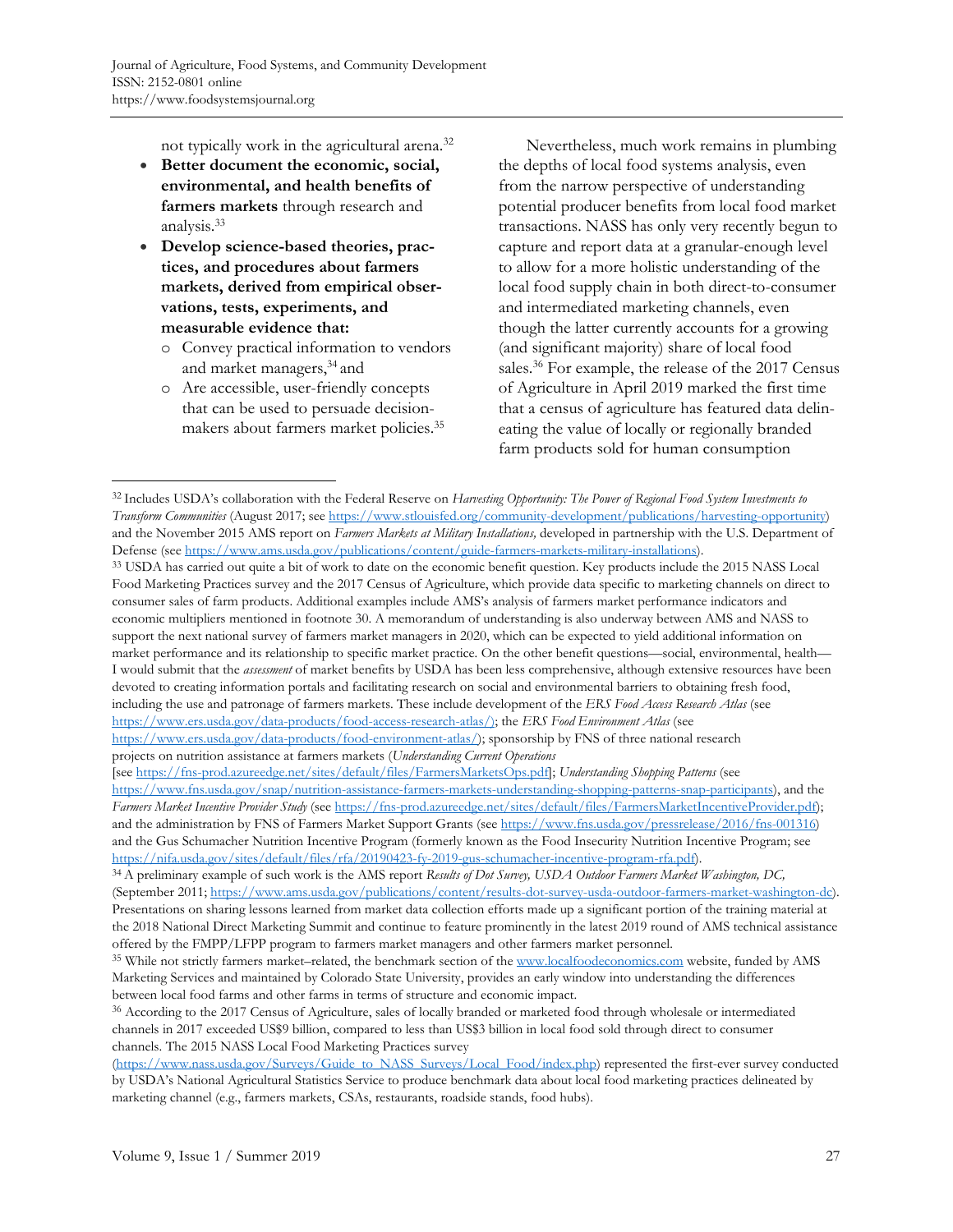not typically work in the agricultural arena.[32]

- **Better document the economic, social, environmental, and health benefits of farmers markets** through research and analysis.[33]
- **Develop science-based theories, practices, and procedures about farmers markets, derived from empirical observations, tests, experiments, and measurable evidence that:**
  - Convey practical information to vendors and market managers,[34] and
  - Are accessible, user-friendly concepts that can be used to persuade decision-makers about farmers market policies.[35]

Nevertheless, much work remains in plumbing the depths of local food systems analysis, even from the narrow perspective of understanding potential producer benefits from local food market transactions. NASS has only very recently begun to capture and report data at a granular-enough level to allow for a more holistic understanding of the local food supply chain in both direct-to-consumer and intermediated marketing channels, even though the latter currently accounts for a growing (and significant majority) share of local food sales.[36] For example, the release of the 2017 Census of Agriculture in April 2019 marked the first time that a census of agriculture has featured data delineating the value of locally or regionally branded farm products sold for human consumption

---

[32] Includes USDA's collaboration with the Federal Reserve on *Harvesting Opportunity: The Power of Regional Food System Investments to Transform Communities* (August 2017; see https://www.stlouisfed.org/community-development/publications/harvesting-opportunity) and the November 2015 AMS report on *Farmers Markets at Military Installations,* developed in partnership with the U.S. Department of Defense (see https://www.ams.usda.gov/publications/content/guide-farmers-markets-military-installations).

[33] USDA has carried out quite a bit of work to date on the economic benefit question. Key products include the 2015 NASS Local Food Marketing Practices survey and the 2017 Census of Agriculture, which provide data specific to marketing channels on direct to consumer sales of farm products. Additional examples include AMS's analysis of farmers market performance indicators and economic multipliers mentioned in footnote 30. A memorandum of understanding is also underway between AMS and NASS to support the next national survey of farmers market managers in 2020, which can be expected to yield additional information on market performance and its relationship to specific market practice. On the other benefit questions—social, environmental, health—I would submit that the *assessment* of market benefits by USDA has been less comprehensive, although extensive resources have been devoted to creating information portals and facilitating research on social and environmental barriers to obtaining fresh food, including the use and patronage of farmers markets. These include development of the *ERS Food Access Research Atlas* (see https://www.ers.usda.gov/data-products/food-access-research-atlas/); the *ERS Food Environment Atlas* (see https://www.ers.usda.gov/data-products/food-environment-atlas/); sponsorship by FNS of three national research projects on nutrition assistance at farmers markets (*Understanding Current Operations* [see https://fns-prod.azureedge.net/sites/default/files/FarmersMarketsOps.pdf]; *Understanding Shopping Patterns* (see https://www.fns.usda.gov/snap/nutrition-assistance-farmers-markets-understanding-shopping-patterns-snap-participants), and the *Farmers Market Incentive Provider Study* (see https://fns-prod.azureedge.net/sites/default/files/FarmersMarketIncentiveProvider.pdf); and the administration by FNS of Farmers Market Support Grants (see https://www.fns.usda.gov/pressrelease/2016/fns-001316) and the Gus Schumacher Nutrition Incentive Program (formerly known as the Food Insecurity Nutrition Incentive Program; see https://nifa.usda.gov/sites/default/files/rfa/20190423-fy-2019-gus-schumacher-incentive-program-rfa.pdf).

[34] A preliminary example of such work is the AMS report *Results of Dot Survey, USDA Outdoor Farmers Market Washington, DC,* (September 2011; https://www.ams.usda.gov/publications/content/results-dot-survey-usda-outdoor-farmers-market-washington-dc). Presentations on sharing lessons learned from market data collection efforts made up a significant portion of the training material at the 2018 National Direct Marketing Summit and continue to feature prominently in the latest 2019 round of AMS technical assistance offered by the FMPP/LFPP program to farmers market managers and other farmers market personnel.

[35] While not strictly farmers market–related, the benchmark section of the www.localfoodeconomics.com website, funded by AMS Marketing Services and maintained by Colorado State University, provides an early window into understanding the differences between local food farms and other farms in terms of structure and economic impact.

[36] According to the 2017 Census of Agriculture, sales of locally branded or marketed food through wholesale or intermediated channels in 2017 exceeded US$9 billion, compared to less than US$3 billion in local food sold through direct to consumer channels. The 2015 NASS Local Food Marketing Practices survey (https://www.nass.usda.gov/Surveys/Guide_to_NASS_Surveys/Local_Food/index.php) represented the first-ever survey conducted by USDA's National Agricultural Statistics Service to produce benchmark data about local food marketing practices delineated by marketing channel (e.g., farmers markets, CSAs, restaurants, roadside stands, food hubs).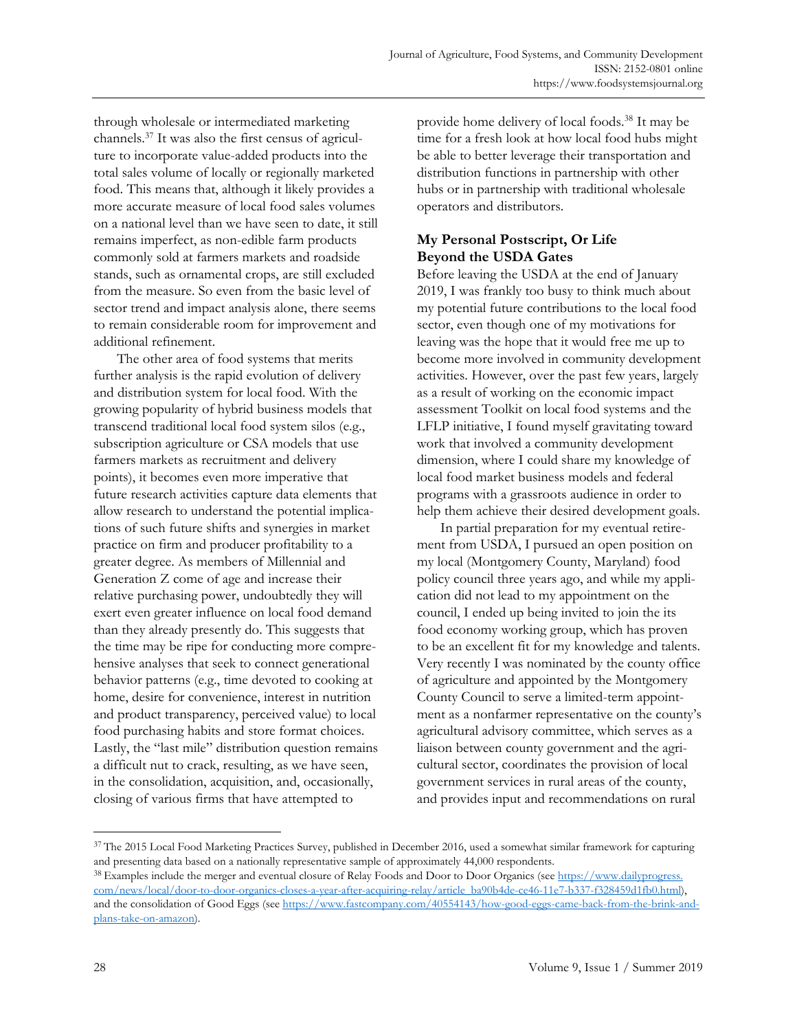through wholesale or intermediated marketing channels.[37] It was also the first census of agriculture to incorporate value-added products into the total sales volume of locally or regionally marketed food. This means that, although it likely provides a more accurate measure of local food sales volumes on a national level than we have seen to date, it still remains imperfect, as non-edible farm products commonly sold at farmers markets and roadside stands, such as ornamental crops, are still excluded from the measure. So even from the basic level of sector trend and impact analysis alone, there seems to remain considerable room for improvement and additional refinement.

The other area of food systems that merits further analysis is the rapid evolution of delivery and distribution system for local food. With the growing popularity of hybrid business models that transcend traditional local food system silos (e.g., subscription agriculture or CSA models that use farmers markets as recruitment and delivery points), it becomes even more imperative that future research activities capture data elements that allow research to understand the potential implications of such future shifts and synergies in market practice on firm and producer profitability to a greater degree. As members of Millennial and Generation Z come of age and increase their relative purchasing power, undoubtedly they will exert even greater influence on local food demand than they already presently do. This suggests that the time may be ripe for conducting more comprehensive analyses that seek to connect generational behavior patterns (e.g., time devoted to cooking at home, desire for convenience, interest in nutrition and product transparency, perceived value) to local food purchasing habits and store format choices. Lastly, the "last mile" distribution question remains a difficult nut to crack, resulting, as we have seen, in the consolidation, acquisition, and, occasionally, closing of various firms that have attempted to provide home delivery of local foods.[38] It may be time for a fresh look at how local food hubs might be able to better leverage their transportation and distribution functions in partnership with other hubs or in partnership with traditional wholesale operators and distributors.

## My Personal Postscript, Or Life Beyond the USDA Gates

Before leaving the USDA at the end of January 2019, I was frankly too busy to think much about my potential future contributions to the local food sector, even though one of my motivations for leaving was the hope that it would free me up to become more involved in community development activities. However, over the past few years, largely as a result of working on the economic impact assessment Toolkit on local food systems and the LFLP initiative, I found myself gravitating toward work that involved a community development dimension, where I could share my knowledge of local food market business models and federal programs with a grassroots audience in order to help them achieve their desired development goals.

In partial preparation for my eventual retirement from USDA, I pursued an open position on my local (Montgomery County, Maryland) food policy council three years ago, and while my application did not lead to my appointment on the council, I ended up being invited to join the its food economy working group, which has proven to be an excellent fit for my knowledge and talents. Very recently I was nominated by the county office of agriculture and appointed by the Montgomery County Council to serve a limited-term appointment as a nonfarmer representative on the county's agricultural advisory committee, which serves as a liaison between county government and the agricultural sector, coordinates the provision of local government services in rural areas of the county, and provides input and recommendations on rural

---

[37] The 2015 Local Food Marketing Practices Survey, published in December 2016, used a somewhat similar framework for capturing and presenting data based on a nationally representative sample of approximately 44,000 respondents.

[38] Examples include the merger and eventual closure of Relay Foods and Door to Door Organics (see https://www.dailyprogress.com/news/local/door-to-door-organics-closes-a-year-after-acquiring-relay/article_ba90b4de-ce46-11e7-b337-f328459d1fb0.html), and the consolidation of Good Eggs (see https://www.fastcompany.com/40554143/how-good-eggs-came-back-from-the-brink-and-plans-take-on-amazon).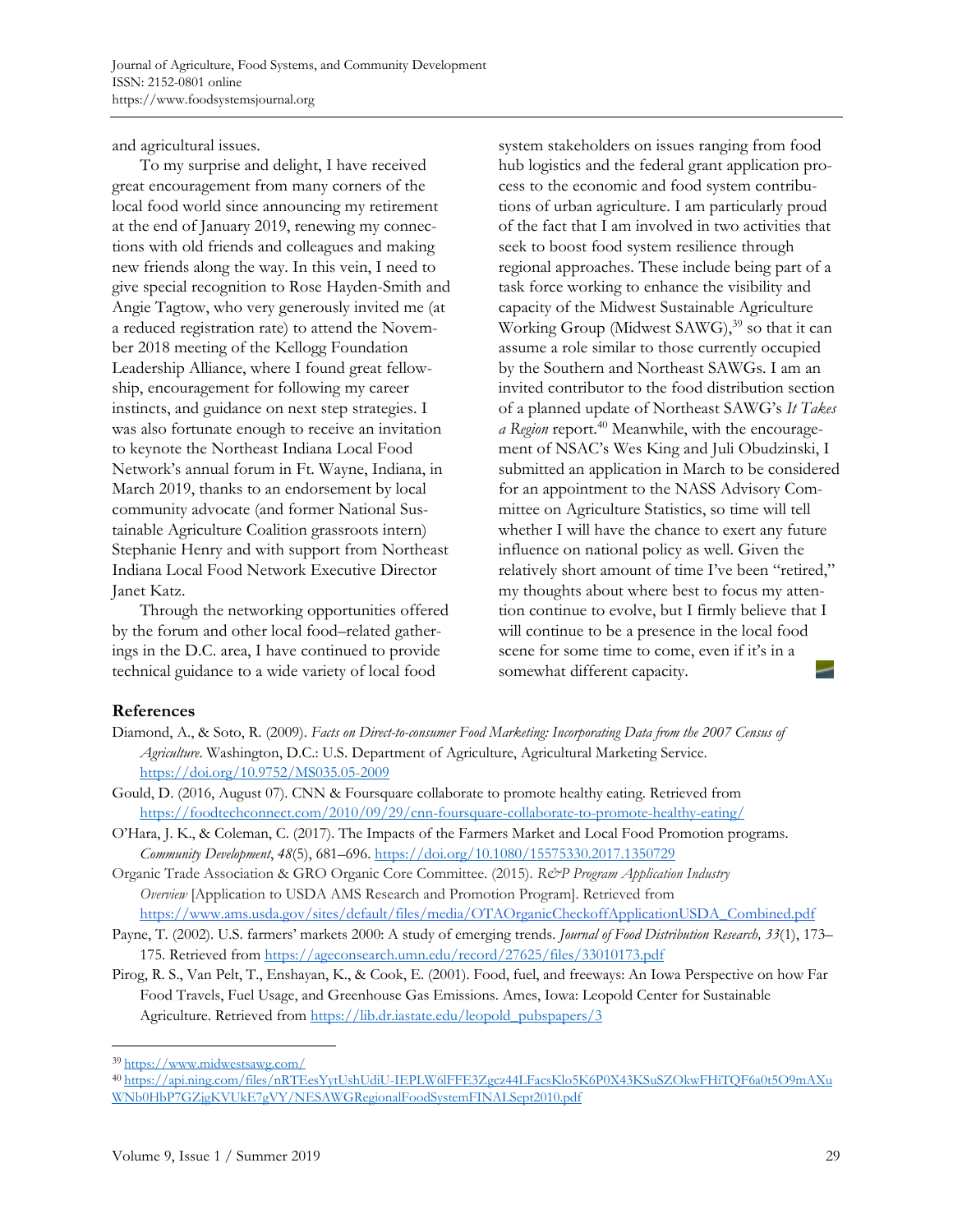and agricultural issues.

To my surprise and delight, I have received great encouragement from many corners of the local food world since announcing my retirement at the end of January 2019, renewing my connections with old friends and colleagues and making new friends along the way. In this vein, I need to give special recognition to Rose Hayden-Smith and Angie Tagtow, who very generously invited me (at a reduced registration rate) to attend the November 2018 meeting of the Kellogg Foundation Leadership Alliance, where I found great fellowship, encouragement for following my career instincts, and guidance on next step strategies. I was also fortunate enough to receive an invitation to keynote the Northeast Indiana Local Food Network's annual forum in Ft. Wayne, Indiana, in March 2019, thanks to an endorsement by local community advocate (and former National Sustainable Agriculture Coalition grassroots intern) Stephanie Henry and with support from Northeast Indiana Local Food Network Executive Director Janet Katz.

Through the networking opportunities offered by the forum and other local food–related gatherings in the D.C. area, I have continued to provide technical guidance to a wide variety of local food system stakeholders on issues ranging from food hub logistics and the federal grant application process to the economic and food system contributions of urban agriculture. I am particularly proud of the fact that I am involved in two activities that seek to boost food system resilience through regional approaches. These include being part of a task force working to enhance the visibility and capacity of the Midwest Sustainable Agriculture Working Group (Midwest SAWG),[39] so that it can assume a role similar to those currently occupied by the Southern and Northeast SAWGs. I am an invited contributor to the food distribution section of a planned update of Northeast SAWG's *It Takes a Region* report.[40] Meanwhile, with the encouragement of NSAC's Wes King and Juli Obudzinski, I submitted an application in March to be considered for an appointment to the NASS Advisory Committee on Agriculture Statistics, so time will tell whether I will have the chance to exert any future influence on national policy as well. Given the relatively short amount of time I've been "retired," my thoughts about where best to focus my attention continue to evolve, but I firmly believe that I will continue to be a presence in the local food scene for some time to come, even if it's in a somewhat different capacity.

## References

Diamond, A., & Soto, R. (2009). *Facts on Direct-to-consumer Food Marketing: Incorporating Data from the 2007 Census of Agriculture*. Washington, D.C.: U.S. Department of Agriculture, Agricultural Marketing Service. https://doi.org/10.9752/MS035.05-2009

Gould, D. (2016, August 07). CNN & Foursquare collaborate to promote healthy eating. Retrieved from https://foodtechconnect.com/2010/09/29/cnn-foursquare-collaborate-to-promote-healthy-eating/

O'Hara, J. K., & Coleman, C. (2017). The Impacts of the Farmers Market and Local Food Promotion programs. *Community Development*, *48*(5), 681–696. https://doi.org/10.1080/15575330.2017.1350729

Organic Trade Association & GRO Organic Core Committee. (2015). *R&P Program Application Industry Overview* [Application to USDA AMS Research and Promotion Program]. Retrieved from https://www.ams.usda.gov/sites/default/files/media/OTAOrganicCheckoffApplicationUSDA_Combined.pdf

Payne, T. (2002). U.S. farmers' markets 2000: A study of emerging trends. *Journal of Food Distribution Research, 33*(1), 173–175. Retrieved from https://ageconsearch.umn.edu/record/27625/files/33010173.pdf

Pirog, R. S., Van Pelt, T., Enshayan, K., & Cook, E. (2001). Food, fuel, and freeways: An Iowa Perspective on how Far Food Travels, Fuel Usage, and Greenhouse Gas Emissions. Ames, Iowa: Leopold Center for Sustainable Agriculture. Retrieved from https://lib.dr.iastate.edu/leopold_pubspapers/3

---

[39] https://www.midwestsawg.com/

[40] https://api.ning.com/files/nRTEesYytUshUdiU-IEPLW6lFFE3Zgcz44LFacsKlo5K6P0X43KSuSZOkwFHiTQF6a0t5O9mAXuWNb0HbP7GZjgKVUkE7gVY/NESAWGRegionalFoodSystemFINALSept2010.pdf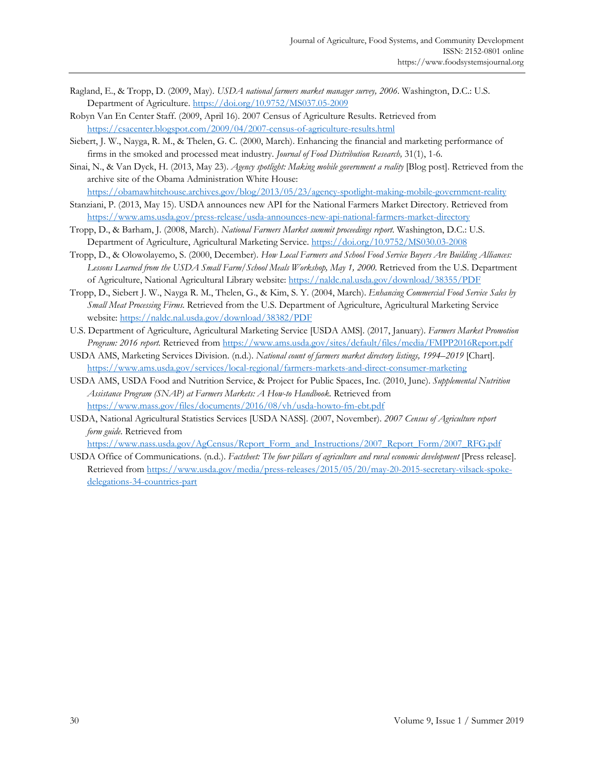Ragland, E., & Tropp, D. (2009, May). *USDA national farmers market manager survey, 2006*. Washington, D.C.: U.S. Department of Agriculture. https://doi.org/10.9752/MS037.05-2009

Robyn Van En Center Staff. (2009, April 16). 2007 Census of Agriculture Results. Retrieved from https://csacenter.blogspot.com/2009/04/2007-census-of-agriculture-results.html

Siebert, J. W., Nayga, R. M., & Thelen, G. C. (2000, March). Enhancing the financial and marketing performance of firms in the smoked and processed meat industry. *Journal of Food Distribution Research,* 31(1), 1-6.

Sinai, N., & Van Dyck, H. (2013, May 23). *Agency spotlight: Making mobile government a reality* [Blog post]. Retrieved from the archive site of the Obama Administration White House: https://obamawhitehouse.archives.gov/blog/2013/05/23/agency-spotlight-making-mobile-government-reality

Stanziani, P. (2013, May 15). USDA announces new API for the National Farmers Market Directory. Retrieved from https://www.ams.usda.gov/press-release/usda-announces-new-api-national-farmers-market-directory

Tropp, D., & Barham, J. (2008, March). *National Farmers Market summit proceedings report*. Washington, D.C.: U.S. Department of Agriculture, Agricultural Marketing Service. https://doi.org/10.9752/MS030.03-2008

Tropp, D., & Olowolayemo, S. (2000, December). *How Local Farmers and School Food Service Buyers Are Building Alliances: Lessons Learned from the USDA Small Farm/School Meals Workshop, May 1, 2000.* Retrieved from the U.S. Department of Agriculture, National Agricultural Library website: https://naldc.nal.usda.gov/download/38355/PDF

Tropp, D., Siebert J. W., Nayga R. M., Thelen, G., & Kim, S. Y. (2004, March). *Enhancing Commercial Food Service Sales by Small Meat Processing Firms.* Retrieved from the U.S. Department of Agriculture, Agricultural Marketing Service website: https://naldc.nal.usda.gov/download/38382/PDF

U.S. Department of Agriculture, Agricultural Marketing Service [USDA AMS]. (2017, January). *Farmers Market Promotion Program: 2016 report.* Retrieved from https://www.ams.usda.gov/sites/default/files/media/FMPP2016Report.pdf

USDA AMS, Marketing Services Division. (n.d.). *National count of farmers market directory listings, 1994–2019* [Chart]. https://www.ams.usda.gov/services/local-regional/farmers-markets-and-direct-consumer-marketing

USDA AMS, USDA Food and Nutrition Service, & Project for Public Spaces, Inc. (2010, June). *Supplemental Nutrition Assistance Program (SNAP) at Farmers Markets: A How-to Handbook*. Retrieved from https://www.mass.gov/files/documents/2016/08/vh/usda-howto-fm-ebt.pdf

USDA, National Agricultural Statistics Services [USDA NASS]. (2007, November). *2007 Census of Agriculture report form guide*. Retrieved from https://www.nass.usda.gov/AgCensus/Report_Form_and_Instructions/2007_Report_Form/2007_RFG.pdf

USDA Office of Communications. (n.d.). *Factsheet: The four pillars of agriculture and rural economic development* [Press release]. Retrieved from https://www.usda.gov/media/press-releases/2015/05/20/may-20-2015-secretary-vilsack-spoke-delegations-34-countries-part